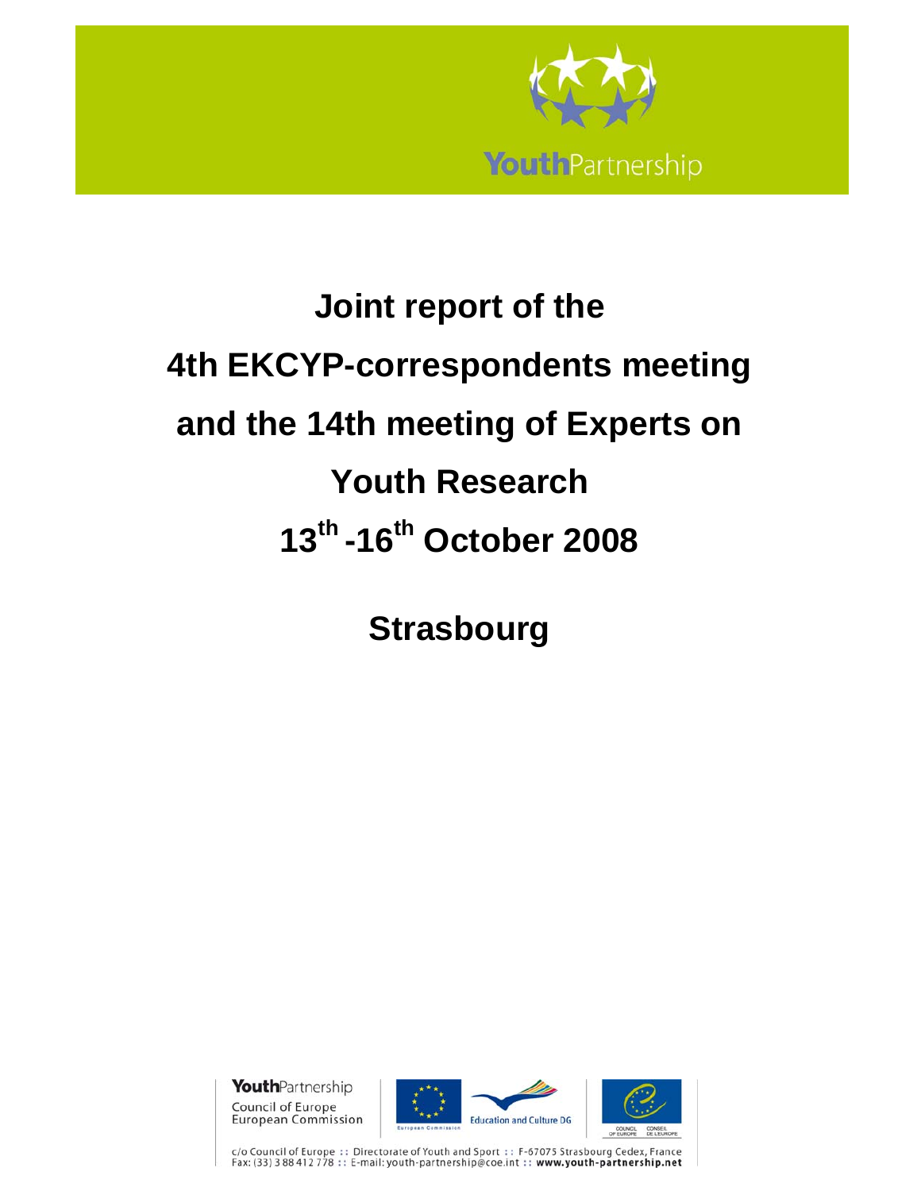YouthPartnership

# Joint report of the 4th EKCYP-correspondents meeting and the 14th meeting of Experts on Youth Research 13th -16th October 2008

## Strasbourg

YouthPartnership
Council of Europe
European Commission

European Commission — Education and Culture DG

Council of Europe — Conseil de l'Europe

c/o Council of Europe :: Directorate of Youth and Sport :: F-67075 Strasbourg Cedex, France
Fax: (33) 3 88 412 778 :: E-mail: youth-partnership@coe.int :: **www.youth-partnership.net**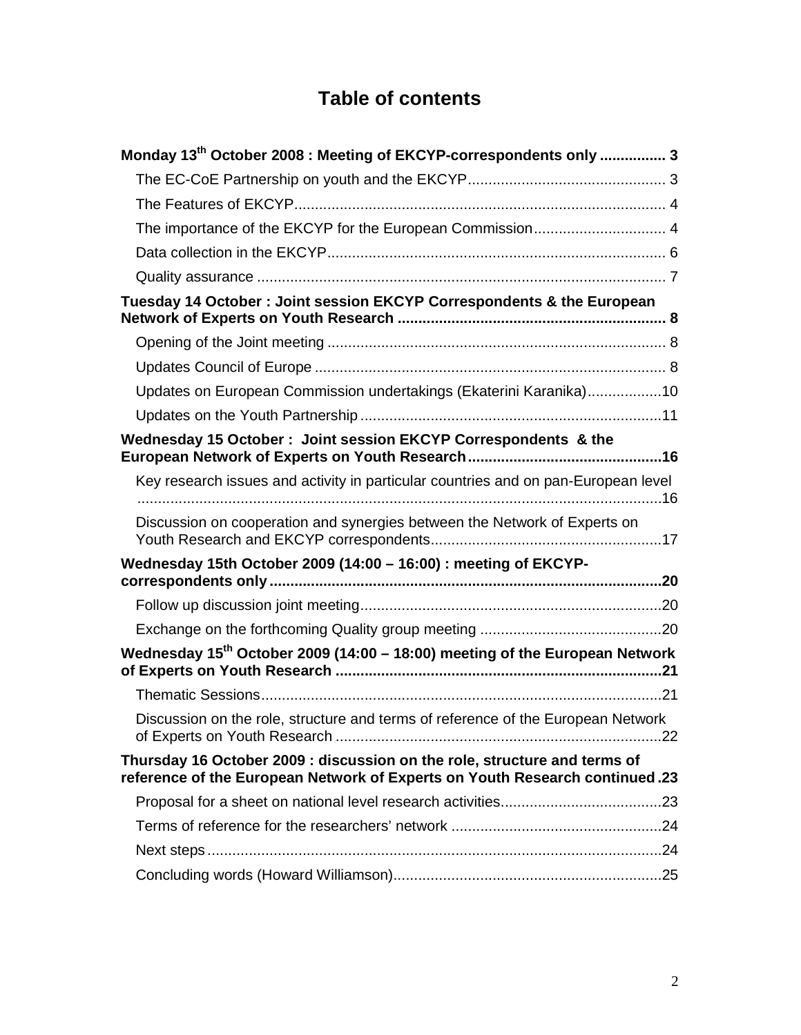# Table of contents

**Monday 13th October 2008 : Meeting of EKCYP-correspondents only ................ 3**

- The EC-CoE Partnership on youth and the EKCYP................................................ 3
- The Features of EKCYP......................................................................................... 4
- The importance of the EKCYP for the European Commission................................ 4
- Data collection in the EKCYP................................................................................. 6
- Quality assurance .................................................................................................. 7

**Tuesday 14 October : Joint session EKCYP Correspondents & the European Network of Experts on Youth Research ................................................................ 8**

- Opening of the Joint meeting ................................................................................. 8
- Updates Council of Europe ..................................................................................... 8
- Updates on European Commission undertakings (Ekaterini Karanika)..................10
- Updates on the Youth Partnership .........................................................................11

**Wednesday 15 October : Joint session EKCYP Correspondents & the European Network of Experts on Youth Research...............................................16**

- Key research issues and activity in particular countries and on pan-European level ................................................................................................................16
- Discussion on cooperation and synergies between the Network of Experts on Youth Research and EKCYP correspondents........................................................17

**Wednesday 15th October 2009 (14:00 – 16:00) : meeting of EKCYP-correspondents only ..............................................................................................20**

- Follow up discussion joint meeting.........................................................................20
- Exchange on the forthcoming Quality group meeting ............................................20

**Wednesday 15th October 2009 (14:00 – 18:00) meeting of the European Network of Experts on Youth Research ...............................................................................21**

- Thematic Sessions.................................................................................................21
- Discussion on the role, structure and terms of reference of the European Network of Experts on Youth Research ...............................................................................22

**Thursday 16 October 2009 : discussion on the role, structure and terms of reference of the European Network of Experts on Youth Research continued .23**

- Proposal for a sheet on national level research activities.......................................23
- Terms of reference for the researchers' network ...................................................24
- Next steps..............................................................................................................24
- Concluding words (Howard Williamson).................................................................25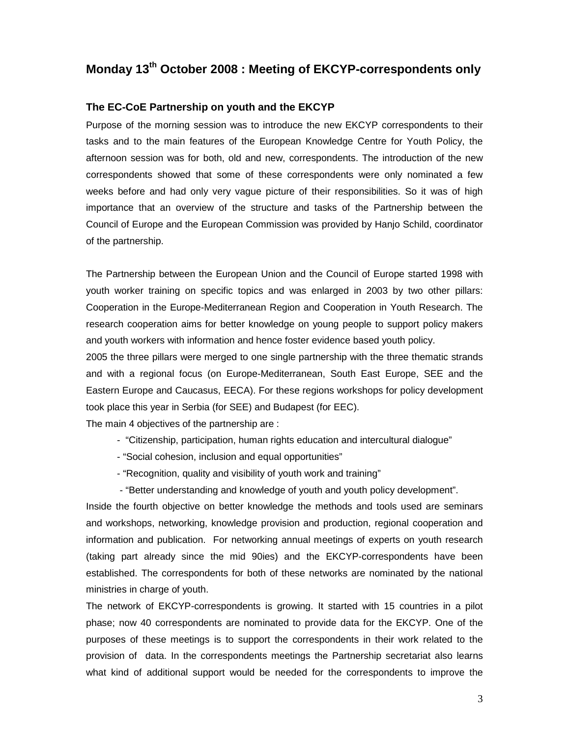# Monday 13th October 2008 : Meeting of EKCYP-correspondents only

## The EC-CoE Partnership on youth and the EKCYP

Purpose of the morning session was to introduce the new EKCYP correspondents to their tasks and to the main features of the European Knowledge Centre for Youth Policy, the afternoon session was for both, old and new, correspondents. The introduction of the new correspondents showed that some of these correspondents were only nominated a few weeks before and had only very vague picture of their responsibilities. So it was of high importance that an overview of the structure and tasks of the Partnership between the Council of Europe and the European Commission was provided by Hanjo Schild, coordinator of the partnership.

The Partnership between the European Union and the Council of Europe started 1998 with youth worker training on specific topics and was enlarged in 2003 by two other pillars: Cooperation in the Europe-Mediterranean Region and Cooperation in Youth Research. The research cooperation aims for better knowledge on young people to support policy makers and youth workers with information and hence foster evidence based youth policy.

2005 the three pillars were merged to one single partnership with the three thematic strands and with a regional focus (on Europe-Mediterranean, South East Europe, SEE and the Eastern Europe and Caucasus, EECA). For these regions workshops for policy development took place this year in Serbia (for SEE) and Budapest (for EEC).

The main 4 objectives of the partnership are :

- "Citizenship, participation, human rights education and intercultural dialogue"
- "Social cohesion, inclusion and equal opportunities"
- "Recognition, quality and visibility of youth work and training"
- "Better understanding and knowledge of youth and youth policy development".

Inside the fourth objective on better knowledge the methods and tools used are seminars and workshops, networking, knowledge provision and production, regional cooperation and information and publication. For networking annual meetings of experts on youth research (taking part already since the mid 90ies) and the EKCYP-correspondents have been established. The correspondents for both of these networks are nominated by the national ministries in charge of youth.

The network of EKCYP-correspondents is growing. It started with 15 countries in a pilot phase; now 40 correspondents are nominated to provide data for the EKCYP. One of the purposes of these meetings is to support the correspondents in their work related to the provision of data. In the correspondents meetings the Partnership secretariat also learns what kind of additional support would be needed for the correspondents to improve the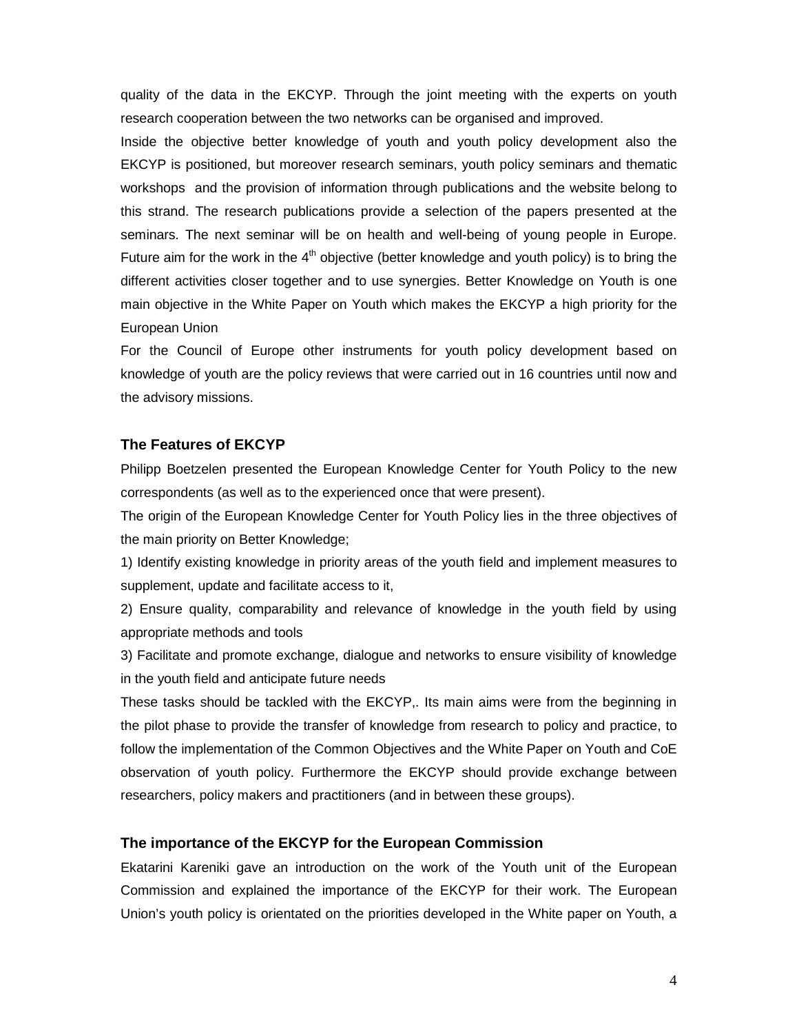quality of the data in the EKCYP. Through the joint meeting with the experts on youth research cooperation between the two networks can be organised and improved.

Inside the objective better knowledge of youth and youth policy development also the EKCYP is positioned, but moreover research seminars, youth policy seminars and thematic workshops and the provision of information through publications and the website belong to this strand. The research publications provide a selection of the papers presented at the seminars. The next seminar will be on health and well-being of young people in Europe. Future aim for the work in the 4th objective (better knowledge and youth policy) is to bring the different activities closer together and to use synergies. Better Knowledge on Youth is one main objective in the White Paper on Youth which makes the EKCYP a high priority for the European Union

For the Council of Europe other instruments for youth policy development based on knowledge of youth are the policy reviews that were carried out in 16 countries until now and the advisory missions.

### The Features of EKCYP

Philipp Boetzelen presented the European Knowledge Center for Youth Policy to the new correspondents (as well as to the experienced once that were present).

The origin of the European Knowledge Center for Youth Policy lies in the three objectives of the main priority on Better Knowledge;

1) Identify existing knowledge in priority areas of the youth field and implement measures to supplement, update and facilitate access to it,

2) Ensure quality, comparability and relevance of knowledge in the youth field by using appropriate methods and tools

3) Facilitate and promote exchange, dialogue and networks to ensure visibility of knowledge in the youth field and anticipate future needs

These tasks should be tackled with the EKCYP,. Its main aims were from the beginning in the pilot phase to provide the transfer of knowledge from research to policy and practice, to follow the implementation of the Common Objectives and the White Paper on Youth and CoE observation of youth policy. Furthermore the EKCYP should provide exchange between researchers, policy makers and practitioners (and in between these groups).

### The importance of the EKCYP for the European Commission

Ekatarini Kareniki gave an introduction on the work of the Youth unit of the European Commission and explained the importance of the EKCYP for their work. The European Union's youth policy is orientated on the priorities developed in the White paper on Youth, a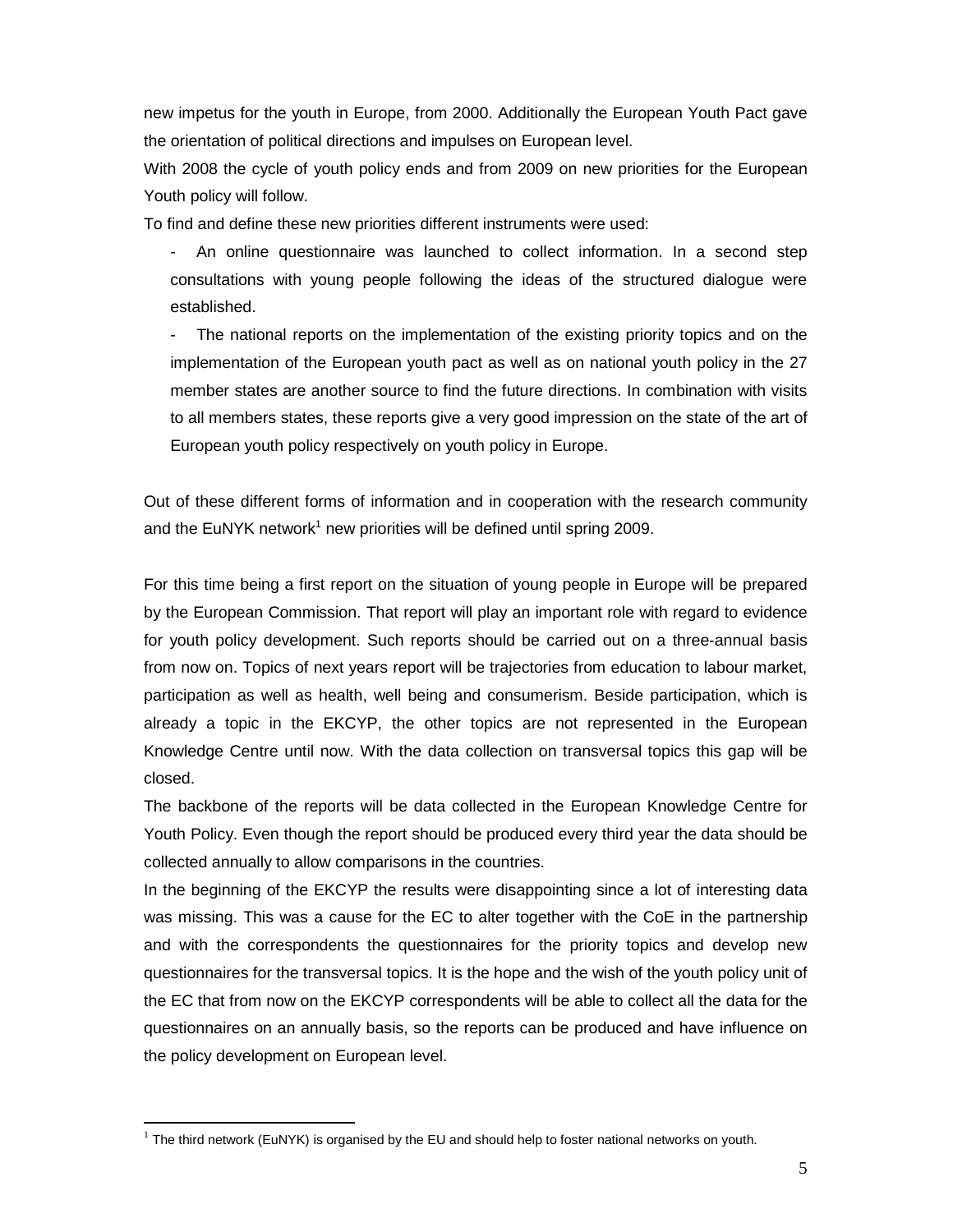new impetus for the youth in Europe, from 2000. Additionally the European Youth Pact gave the orientation of political directions and impulses on European level.

With 2008 the cycle of youth policy ends and from 2009 on new priorities for the European Youth policy will follow.

To find and define these new priorities different instruments were used:

- An online questionnaire was launched to collect information. In a second step consultations with young people following the ideas of the structured dialogue were established.
- The national reports on the implementation of the existing priority topics and on the implementation of the European youth pact as well as on national youth policy in the 27 member states are another source to find the future directions. In combination with visits to all members states, these reports give a very good impression on the state of the art of European youth policy respectively on youth policy in Europe.

Out of these different forms of information and in cooperation with the research community and the EuNYK network[1] new priorities will be defined until spring 2009.

For this time being a first report on the situation of young people in Europe will be prepared by the European Commission. That report will play an important role with regard to evidence for youth policy development. Such reports should be carried out on a three-annual basis from now on. Topics of next years report will be trajectories from education to labour market, participation as well as health, well being and consumerism. Beside participation, which is already a topic in the EKCYP, the other topics are not represented in the European Knowledge Centre until now. With the data collection on transversal topics this gap will be closed.

The backbone of the reports will be data collected in the European Knowledge Centre for Youth Policy. Even though the report should be produced every third year the data should be collected annually to allow comparisons in the countries.

In the beginning of the EKCYP the results were disappointing since a lot of interesting data was missing. This was a cause for the EC to alter together with the CoE in the partnership and with the correspondents the questionnaires for the priority topics and develop new questionnaires for the transversal topics. It is the hope and the wish of the youth policy unit of the EC that from now on the EKCYP correspondents will be able to collect all the data for the questionnaires on an annually basis, so the reports can be produced and have influence on the policy development on European level.

[1] The third network (EuNYK) is organised by the EU and should help to foster national networks on youth.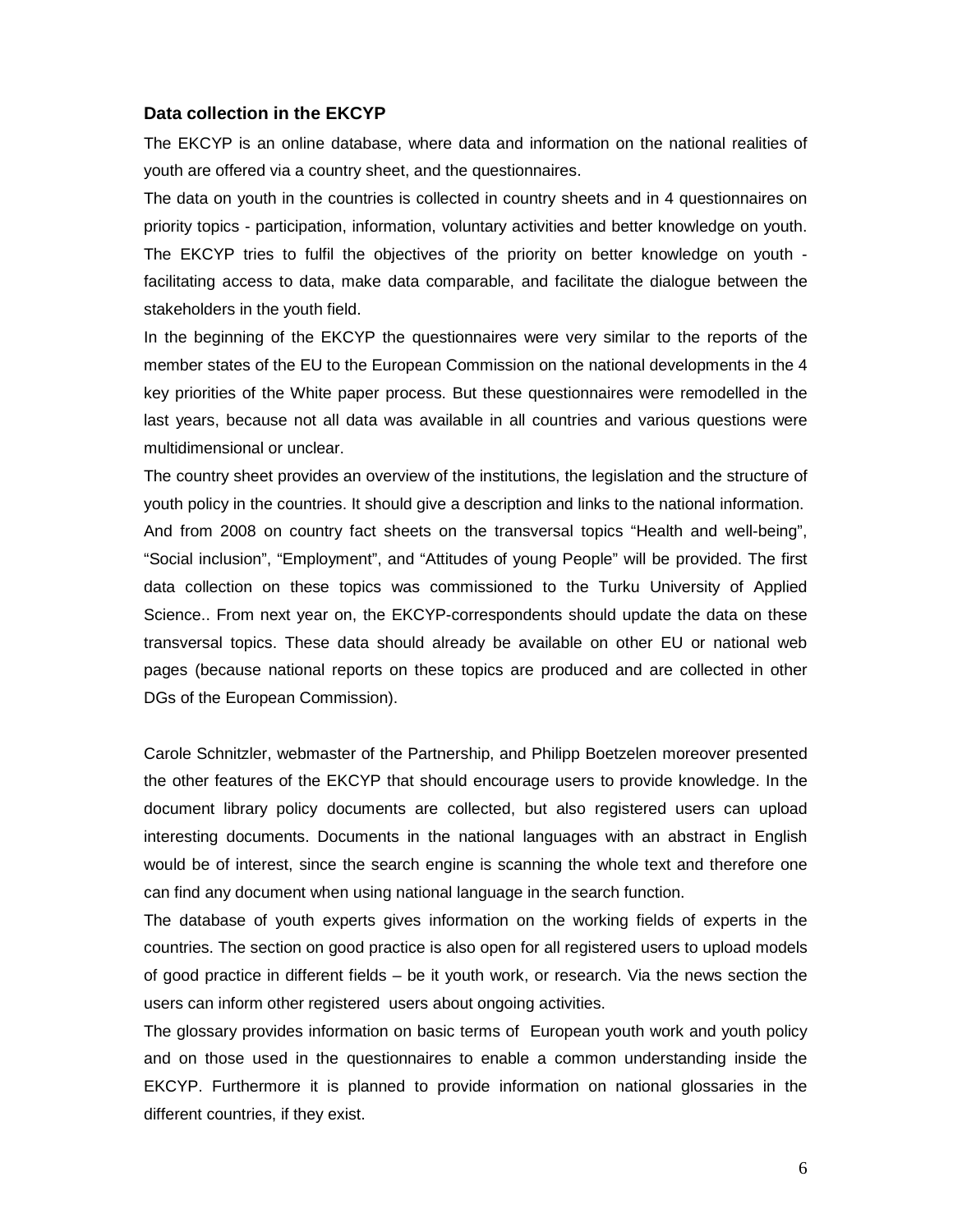### Data collection in the EKCYP

The EKCYP is an online database, where data and information on the national realities of youth are offered via a country sheet, and the questionnaires.

The data on youth in the countries is collected in country sheets and in 4 questionnaires on priority topics - participation, information, voluntary activities and better knowledge on youth. The EKCYP tries to fulfil the objectives of the priority on better knowledge on youth - facilitating access to data, make data comparable, and facilitate the dialogue between the stakeholders in the youth field.

In the beginning of the EKCYP the questionnaires were very similar to the reports of the member states of the EU to the European Commission on the national developments in the 4 key priorities of the White paper process. But these questionnaires were remodelled in the last years, because not all data was available in all countries and various questions were multidimensional or unclear.

The country sheet provides an overview of the institutions, the legislation and the structure of youth policy in the countries. It should give a description and links to the national information. And from 2008 on country fact sheets on the transversal topics "Health and well-being", "Social inclusion", "Employment", and "Attitudes of young People" will be provided. The first data collection on these topics was commissioned to the Turku University of Applied Science.. From next year on, the EKCYP-correspondents should update the data on these transversal topics. These data should already be available on other EU or national web pages (because national reports on these topics are produced and are collected in other DGs of the European Commission).

Carole Schnitzler, webmaster of the Partnership, and Philipp Boetzelen moreover presented the other features of the EKCYP that should encourage users to provide knowledge. In the document library policy documents are collected, but also registered users can upload interesting documents. Documents in the national languages with an abstract in English would be of interest, since the search engine is scanning the whole text and therefore one can find any document when using national language in the search function.

The database of youth experts gives information on the working fields of experts in the countries. The section on good practice is also open for all registered users to upload models of good practice in different fields – be it youth work, or research. Via the news section the users can inform other registered users about ongoing activities.

The glossary provides information on basic terms of European youth work and youth policy and on those used in the questionnaires to enable a common understanding inside the EKCYP. Furthermore it is planned to provide information on national glossaries in the different countries, if they exist.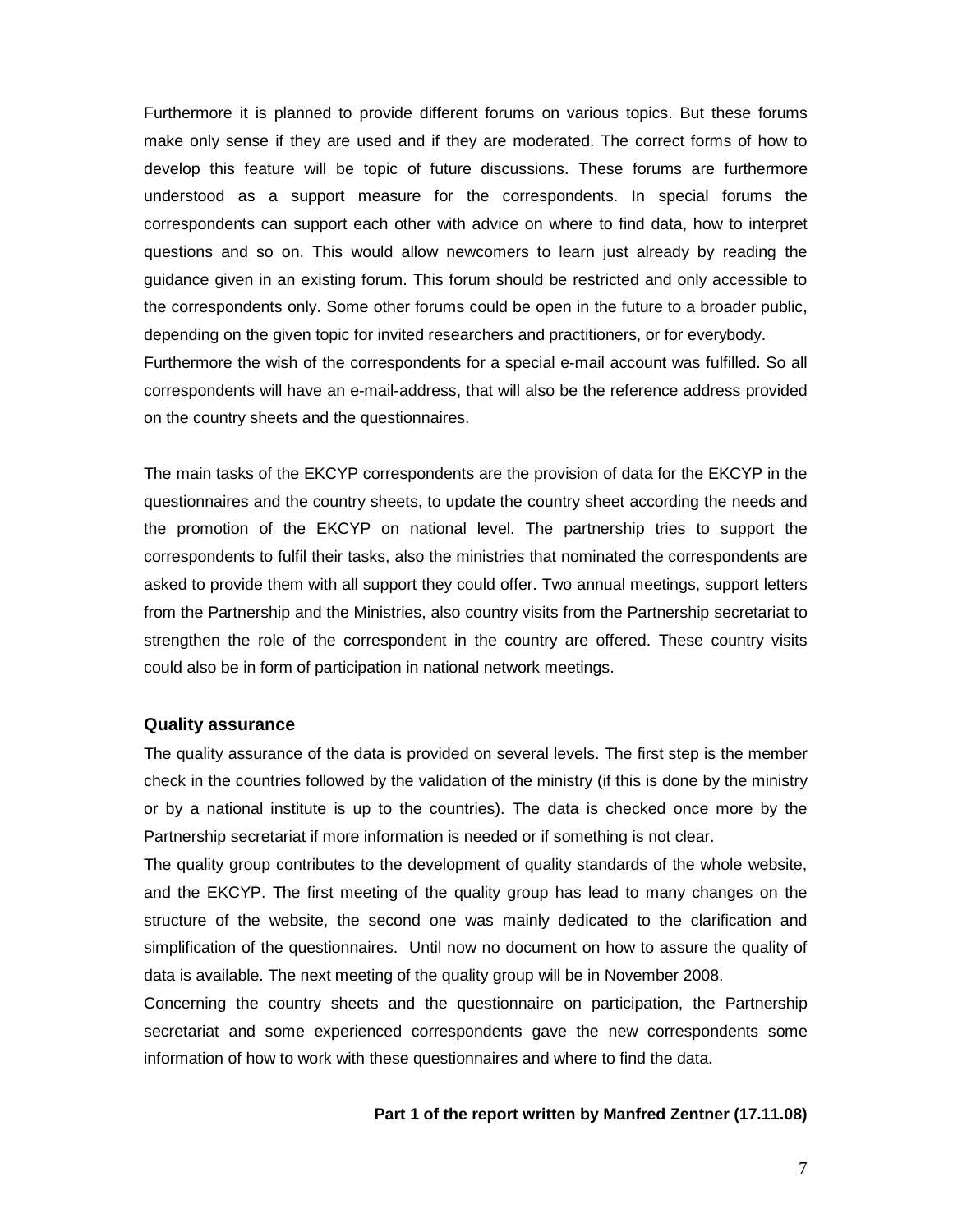Furthermore it is planned to provide different forums on various topics. But these forums make only sense if they are used and if they are moderated. The correct forms of how to develop this feature will be topic of future discussions. These forums are furthermore understood as a support measure for the correspondents. In special forums the correspondents can support each other with advice on where to find data, how to interpret questions and so on. This would allow newcomers to learn just already by reading the guidance given in an existing forum. This forum should be restricted and only accessible to the correspondents only. Some other forums could be open in the future to a broader public, depending on the given topic for invited researchers and practitioners, or for everybody.
Furthermore the wish of the correspondents for a special e-mail account was fulfilled. So all correspondents will have an e-mail-address, that will also be the reference address provided on the country sheets and the questionnaires.

The main tasks of the EKCYP correspondents are the provision of data for the EKCYP in the questionnaires and the country sheets, to update the country sheet according the needs and the promotion of the EKCYP on national level. The partnership tries to support the correspondents to fulfil their tasks, also the ministries that nominated the correspondents are asked to provide them with all support they could offer. Two annual meetings, support letters from the Partnership and the Ministries, also country visits from the Partnership secretariat to strengthen the role of the correspondent in the country are offered. These country visits could also be in form of participation in national network meetings.

### Quality assurance

The quality assurance of the data is provided on several levels. The first step is the member check in the countries followed by the validation of the ministry (if this is done by the ministry or by a national institute is up to the countries). The data is checked once more by the Partnership secretariat if more information is needed or if something is not clear.
The quality group contributes to the development of quality standards of the whole website, and the EKCYP. The first meeting of the quality group has lead to many changes on the structure of the website, the second one was mainly dedicated to the clarification and simplification of the questionnaires. Until now no document on how to assure the quality of data is available. The next meeting of the quality group will be in November 2008.
Concerning the country sheets and the questionnaire on participation, the Partnership secretariat and some experienced correspondents gave the new correspondents some information of how to work with these questionnaires and where to find the data.

**Part 1 of the report written by Manfred Zentner (17.11.08)**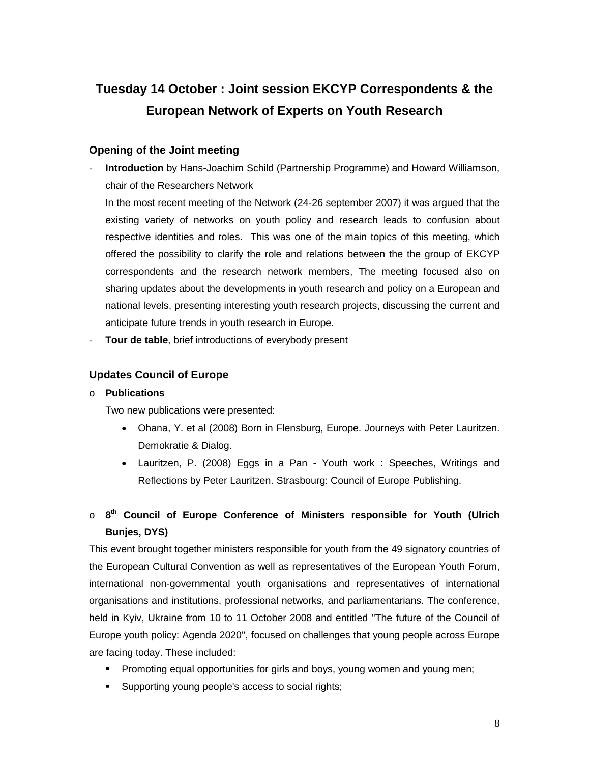# Tuesday 14 October : Joint session EKCYP Correspondents & the European Network of Experts on Youth Research

## Opening of the Joint meeting

- **Introduction** by Hans-Joachim Schild (Partnership Programme) and Howard Williamson, chair of the Researchers Network

  In the most recent meeting of the Network (24-26 september 2007) it was argued that the existing variety of networks on youth policy and research leads to confusion about respective identities and roles. This was one of the main topics of this meeting, which offered the possibility to clarify the role and relations between the the group of EKCYP correspondents and the research network members, The meeting focused also on sharing updates about the developments in youth research and policy on a European and national levels, presenting interesting youth research projects, discussing the current and anticipate future trends in youth research in Europe.
- **Tour de table**, brief introductions of everybody present

## Updates Council of Europe

- **Publications**

  Two new publications were presented:

  - Ohana, Y. et al (2008) Born in Flensburg, Europe. Journeys with Peter Lauritzen. Demokratie & Dialog.
  - Lauritzen, P. (2008) Eggs in a Pan - Youth work : Speeches, Writings and Reflections by Peter Lauritzen. Strasbourg: Council of Europe Publishing.

- **8th Council of Europe Conference of Ministers responsible for Youth (Ulrich Bunjes, DYS)**

This event brought together ministers responsible for youth from the 49 signatory countries of the European Cultural Convention as well as representatives of the European Youth Forum, international non-governmental youth organisations and representatives of international organisations and institutions, professional networks, and parliamentarians. The conference, held in Kyiv, Ukraine from 10 to 11 October 2008 and entitled "The future of the Council of Europe youth policy: Agenda 2020", focused on challenges that young people across Europe are facing today. These included:

- Promoting equal opportunities for girls and boys, young women and young men;
- Supporting young people's access to social rights;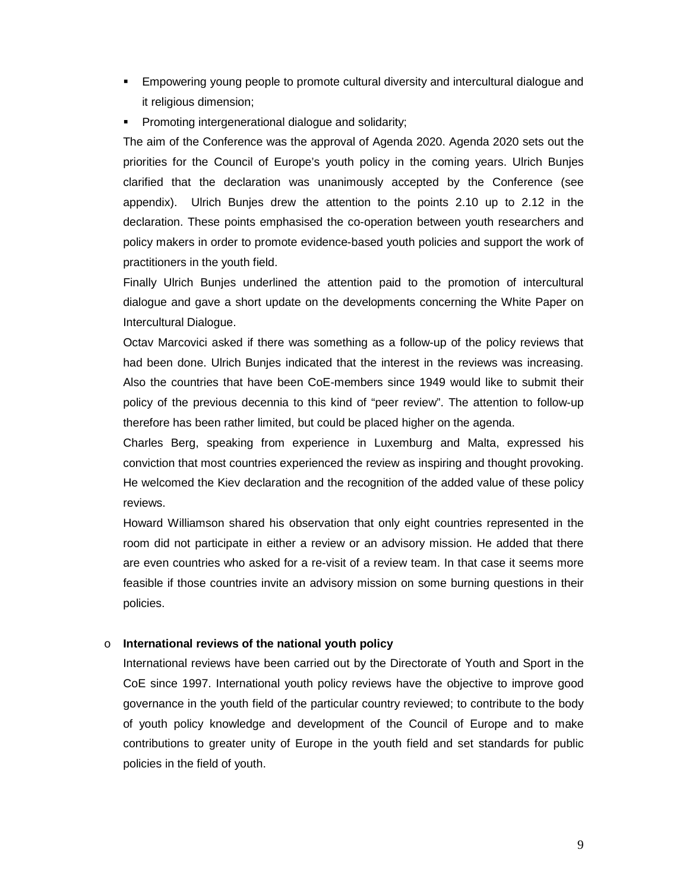- Empowering young people to promote cultural diversity and intercultural dialogue and it religious dimension;
- Promoting intergenerational dialogue and solidarity;

The aim of the Conference was the approval of Agenda 2020. Agenda 2020 sets out the priorities for the Council of Europe's youth policy in the coming years. Ulrich Bunjes clarified that the declaration was unanimously accepted by the Conference (see appendix). Ulrich Bunjes drew the attention to the points 2.10 up to 2.12 in the declaration. These points emphasised the co-operation between youth researchers and policy makers in order to promote evidence-based youth policies and support the work of practitioners in the youth field.

Finally Ulrich Bunjes underlined the attention paid to the promotion of intercultural dialogue and gave a short update on the developments concerning the White Paper on Intercultural Dialogue.

Octav Marcovici asked if there was something as a follow-up of the policy reviews that had been done. Ulrich Bunjes indicated that the interest in the reviews was increasing. Also the countries that have been CoE-members since 1949 would like to submit their policy of the previous decennia to this kind of "peer review". The attention to follow-up therefore has been rather limited, but could be placed higher on the agenda.

Charles Berg, speaking from experience in Luxemburg and Malta, expressed his conviction that most countries experienced the review as inspiring and thought provoking. He welcomed the Kiev declaration and the recognition of the added value of these policy reviews.

Howard Williamson shared his observation that only eight countries represented in the room did not participate in either a review or an advisory mission. He added that there are even countries who asked for a re-visit of a review team. In that case it seems more feasible if those countries invite an advisory mission on some burning questions in their policies.

- **International reviews of the national youth policy**

  International reviews have been carried out by the Directorate of Youth and Sport in the CoE since 1997. International youth policy reviews have the objective to improve good governance in the youth field of the particular country reviewed; to contribute to the body of youth policy knowledge and development of the Council of Europe and to make contributions to greater unity of Europe in the youth field and set standards for public policies in the field of youth.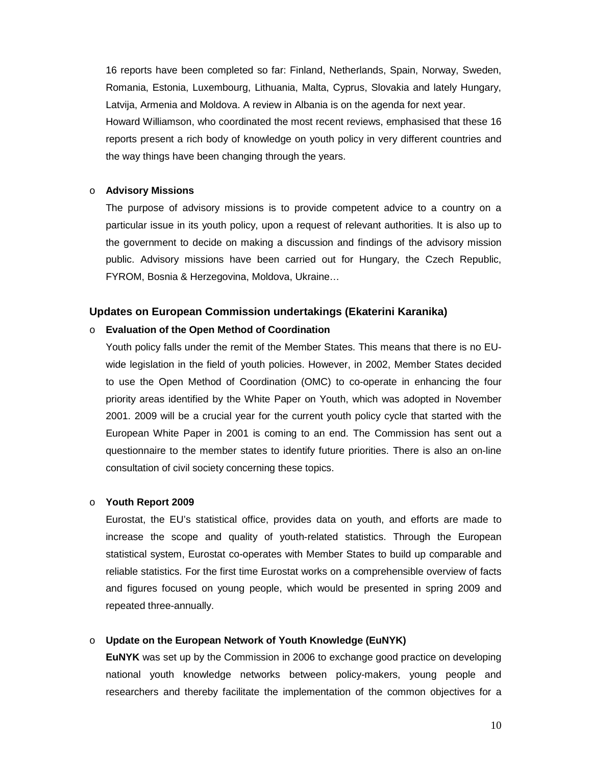16 reports have been completed so far: Finland, Netherlands, Spain, Norway, Sweden, Romania, Estonia, Luxembourg, Lithuania, Malta, Cyprus, Slovakia and lately Hungary, Latvija, Armenia and Moldova. A review in Albania is on the agenda for next year.
Howard Williamson, who coordinated the most recent reviews, emphasised that these 16 reports present a rich body of knowledge on youth policy in very different countries and the way things have been changing through the years.

- **Advisory Missions**

  The purpose of advisory missions is to provide competent advice to a country on a particular issue in its youth policy, upon a request of relevant authorities. It is also up to the government to decide on making a discussion and findings of the advisory mission public. Advisory missions have been carried out for Hungary, the Czech Republic, FYROM, Bosnia & Herzegovina, Moldova, Ukraine…

### Updates on European Commission undertakings (Ekaterini Karanika)

- **Evaluation of the Open Method of Coordination**

  Youth policy falls under the remit of the Member States. This means that there is no EU-wide legislation in the field of youth policies. However, in 2002, Member States decided to use the Open Method of Coordination (OMC) to co-operate in enhancing the four priority areas identified by the White Paper on Youth, which was adopted in November 2001. 2009 will be a crucial year for the current youth policy cycle that started with the European White Paper in 2001 is coming to an end. The Commission has sent out a questionnaire to the member states to identify future priorities. There is also an on-line consultation of civil society concerning these topics.

- **Youth Report 2009**

  Eurostat, the EU's statistical office, provides data on youth, and efforts are made to increase the scope and quality of youth-related statistics. Through the European statistical system, Eurostat co-operates with Member States to build up comparable and reliable statistics. For the first time Eurostat works on a comprehensible overview of facts and figures focused on young people, which would be presented in spring 2009 and repeated three-annually.

- **Update on the European Network of Youth Knowledge (EuNYK)**

  **EuNYK** was set up by the Commission in 2006 to exchange good practice on developing national youth knowledge networks between policy-makers, young people and researchers and thereby facilitate the implementation of the common objectives for a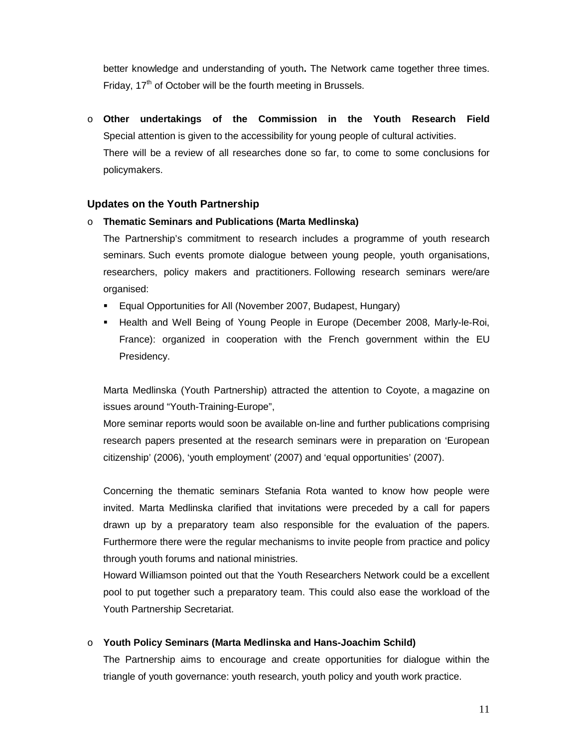better knowledge and understanding of youth**.** The Network came together three times. Friday, 17th of October will be the fourth meeting in Brussels.

- **Other undertakings of the Commission in the Youth Research Field**
  Special attention is given to the accessibility for young people of cultural activities.
  There will be a review of all researches done so far, to come to some conclusions for policymakers.

### Updates on the Youth Partnership

- **Thematic Seminars and Publications (Marta Medlinska)**

  The Partnership's commitment to research includes a programme of youth research seminars. Such events promote dialogue between young people, youth organisations, researchers, policy makers and practitioners. Following research seminars were/are organised:

  - Equal Opportunities for All (November 2007, Budapest, Hungary)
  - Health and Well Being of Young People in Europe (December 2008, Marly-le-Roi, France): organized in cooperation with the French government within the EU Presidency.

  Marta Medlinska (Youth Partnership) attracted the attention to Coyote, a magazine on issues around "Youth-Training-Europe",

  More seminar reports would soon be available on-line and further publications comprising research papers presented at the research seminars were in preparation on 'European citizenship' (2006), 'youth employment' (2007) and 'equal opportunities' (2007).

  Concerning the thematic seminars Stefania Rota wanted to know how people were invited. Marta Medlinska clarified that invitations were preceded by a call for papers drawn up by a preparatory team also responsible for the evaluation of the papers. Furthermore there were the regular mechanisms to invite people from practice and policy through youth forums and national ministries.

  Howard Williamson pointed out that the Youth Researchers Network could be a excellent pool to put together such a preparatory team. This could also ease the workload of the Youth Partnership Secretariat.

- **Youth Policy Seminars (Marta Medlinska and Hans-Joachim Schild)**

  The Partnership aims to encourage and create opportunities for dialogue within the triangle of youth governance: youth research, youth policy and youth work practice.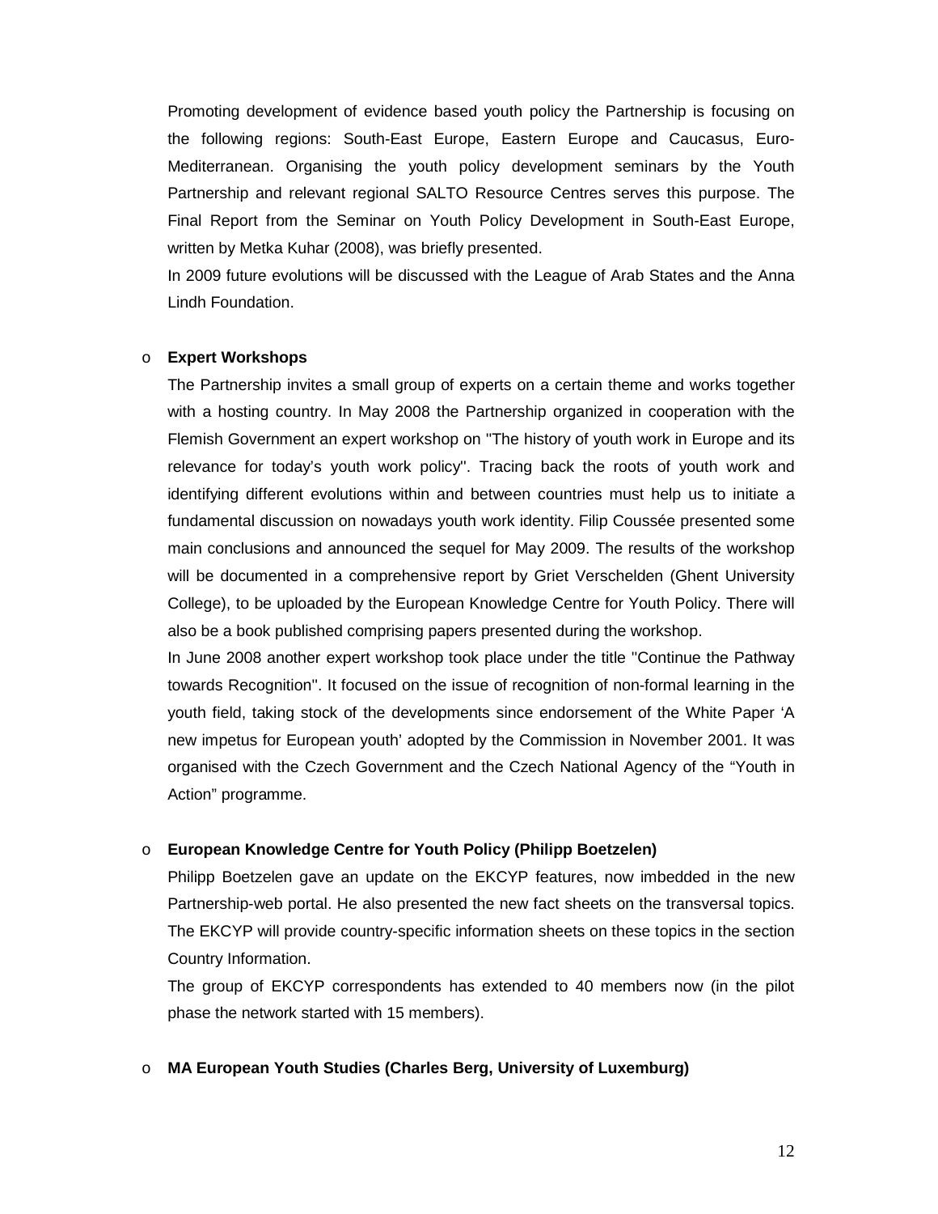Promoting development of evidence based youth policy the Partnership is focusing on the following regions: South-East Europe, Eastern Europe and Caucasus, Euro-Mediterranean. Organising the youth policy development seminars by the Youth Partnership and relevant regional SALTO Resource Centres serves this purpose. The Final Report from the Seminar on Youth Policy Development in South-East Europe, written by Metka Kuhar (2008), was briefly presented.

In 2009 future evolutions will be discussed with the League of Arab States and the Anna Lindh Foundation.

- **Expert Workshops**

  The Partnership invites a small group of experts on a certain theme and works together with a hosting country. In May 2008 the Partnership organized in cooperation with the Flemish Government an expert workshop on "The history of youth work in Europe and its relevance for today's youth work policy". Tracing back the roots of youth work and identifying different evolutions within and between countries must help us to initiate a fundamental discussion on nowadays youth work identity. Filip Coussée presented some main conclusions and announced the sequel for May 2009. The results of the workshop will be documented in a comprehensive report by Griet Verschelden (Ghent University College), to be uploaded by the European Knowledge Centre for Youth Policy. There will also be a book published comprising papers presented during the workshop.

  In June 2008 another expert workshop took place under the title "Continue the Pathway towards Recognition". It focused on the issue of recognition of non-formal learning in the youth field, taking stock of the developments since endorsement of the White Paper 'A new impetus for European youth' adopted by the Commission in November 2001. It was organised with the Czech Government and the Czech National Agency of the "Youth in Action" programme.

- **European Knowledge Centre for Youth Policy (Philipp Boetzelen)**

  Philipp Boetzelen gave an update on the EKCYP features, now imbedded in the new Partnership-web portal. He also presented the new fact sheets on the transversal topics. The EKCYP will provide country-specific information sheets on these topics in the section Country Information.

  The group of EKCYP correspondents has extended to 40 members now (in the pilot phase the network started with 15 members).

- **MA European Youth Studies (Charles Berg, University of Luxemburg)**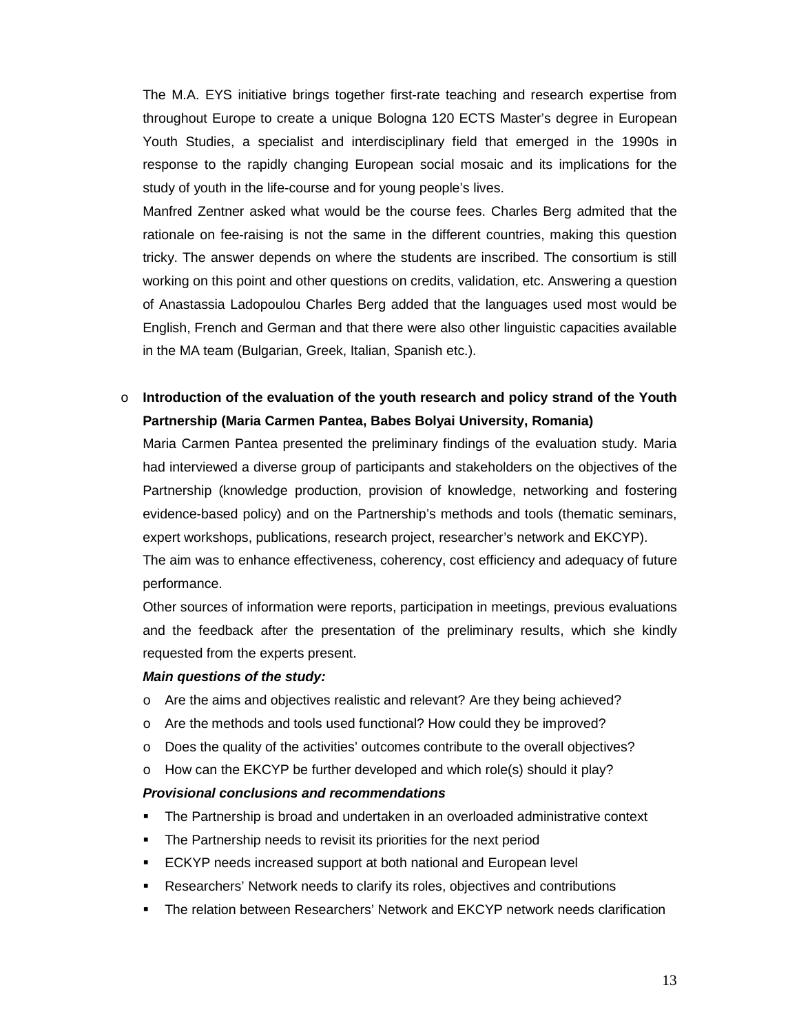The M.A. EYS initiative brings together first-rate teaching and research expertise from throughout Europe to create a unique Bologna 120 ECTS Master's degree in European Youth Studies, a specialist and interdisciplinary field that emerged in the 1990s in response to the rapidly changing European social mosaic and its implications for the study of youth in the life-course and for young people's lives.

Manfred Zentner asked what would be the course fees. Charles Berg admited that the rationale on fee-raising is not the same in the different countries, making this question tricky. The answer depends on where the students are inscribed. The consortium is still working on this point and other questions on credits, validation, etc. Answering a question of Anastassia Ladopoulou Charles Berg added that the languages used most would be English, French and German and that there were also other linguistic capacities available in the MA team (Bulgarian, Greek, Italian, Spanish etc.).

- **Introduction of the evaluation of the youth research and policy strand of the Youth Partnership (Maria Carmen Pantea, Babes Bolyai University, Romania)**

  Maria Carmen Pantea presented the preliminary findings of the evaluation study. Maria had interviewed a diverse group of participants and stakeholders on the objectives of the Partnership (knowledge production, provision of knowledge, networking and fostering evidence-based policy) and on the Partnership's methods and tools (thematic seminars, expert workshops, publications, research project, researcher's network and EKCYP).

  The aim was to enhance effectiveness, coherency, cost efficiency and adequacy of future performance.

  Other sources of information were reports, participation in meetings, previous evaluations and the feedback after the presentation of the preliminary results, which she kindly requested from the experts present.

  ***Main questions of the study:***

  - Are the aims and objectives realistic and relevant? Are they being achieved?
  - Are the methods and tools used functional? How could they be improved?
  - Does the quality of the activities' outcomes contribute to the overall objectives?
  - How can the EKCYP be further developed and which role(s) should it play?

  ***Provisional conclusions and recommendations***

  - The Partnership is broad and undertaken in an overloaded administrative context
  - The Partnership needs to revisit its priorities for the next period
  - ECKYP needs increased support at both national and European level
  - Researchers' Network needs to clarify its roles, objectives and contributions
  - The relation between Researchers' Network and EKCYP network needs clarification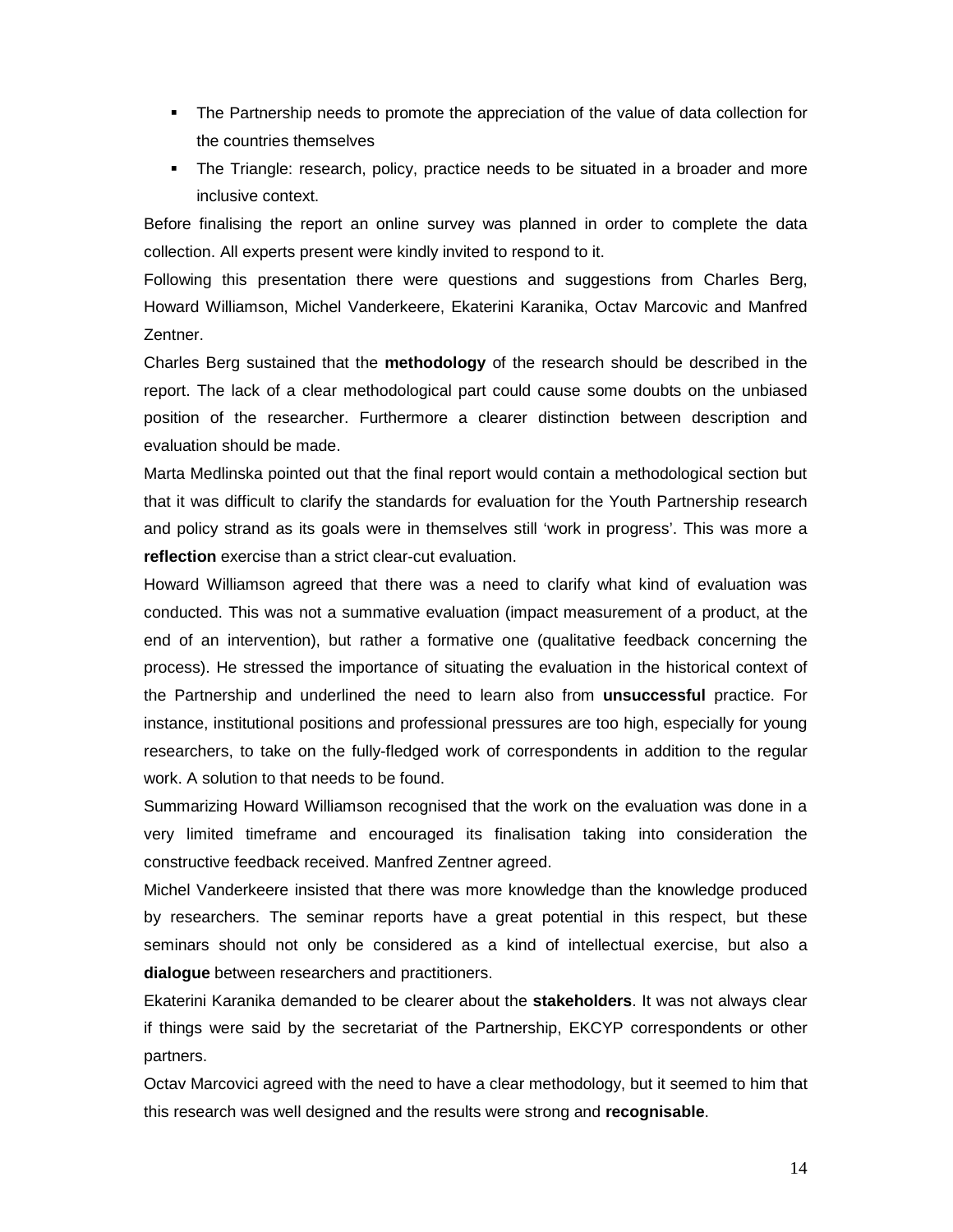- The Partnership needs to promote the appreciation of the value of data collection for the countries themselves
- The Triangle: research, policy, practice needs to be situated in a broader and more inclusive context.

Before finalising the report an online survey was planned in order to complete the data collection. All experts present were kindly invited to respond to it.

Following this presentation there were questions and suggestions from Charles Berg, Howard Williamson, Michel Vanderkeere, Ekaterini Karanika, Octav Marcovic and Manfred Zentner.

Charles Berg sustained that the **methodology** of the research should be described in the report. The lack of a clear methodological part could cause some doubts on the unbiased position of the researcher. Furthermore a clearer distinction between description and evaluation should be made.

Marta Medlinska pointed out that the final report would contain a methodological section but that it was difficult to clarify the standards for evaluation for the Youth Partnership research and policy strand as its goals were in themselves still 'work in progress'. This was more a **reflection** exercise than a strict clear-cut evaluation.

Howard Williamson agreed that there was a need to clarify what kind of evaluation was conducted. This was not a summative evaluation (impact measurement of a product, at the end of an intervention), but rather a formative one (qualitative feedback concerning the process). He stressed the importance of situating the evaluation in the historical context of the Partnership and underlined the need to learn also from **unsuccessful** practice. For instance, institutional positions and professional pressures are too high, especially for young researchers, to take on the fully-fledged work of correspondents in addition to the regular work. A solution to that needs to be found.

Summarizing Howard Williamson recognised that the work on the evaluation was done in a very limited timeframe and encouraged its finalisation taking into consideration the constructive feedback received. Manfred Zentner agreed.

Michel Vanderkeere insisted that there was more knowledge than the knowledge produced by researchers. The seminar reports have a great potential in this respect, but these seminars should not only be considered as a kind of intellectual exercise, but also a **dialogue** between researchers and practitioners.

Ekaterini Karanika demanded to be clearer about the **stakeholders**. It was not always clear if things were said by the secretariat of the Partnership, EKCYP correspondents or other partners.

Octav Marcovici agreed with the need to have a clear methodology, but it seemed to him that this research was well designed and the results were strong and **recognisable**.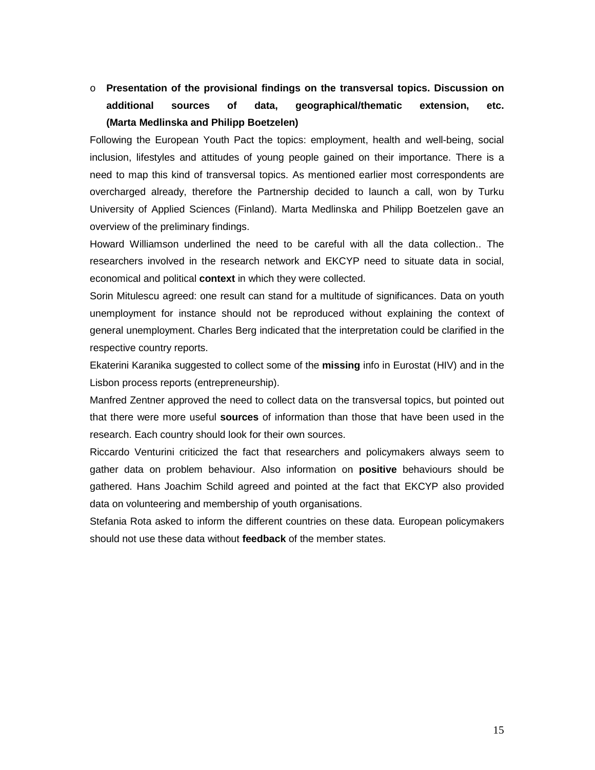- **Presentation of the provisional findings on the transversal topics. Discussion on additional sources of data, geographical/thematic extension, etc. (Marta Medlinska and Philipp Boetzelen)**

Following the European Youth Pact the topics: employment, health and well-being, social inclusion, lifestyles and attitudes of young people gained on their importance. There is a need to map this kind of transversal topics. As mentioned earlier most correspondents are overcharged already, therefore the Partnership decided to launch a call, won by Turku University of Applied Sciences (Finland). Marta Medlinska and Philipp Boetzelen gave an overview of the preliminary findings.

Howard Williamson underlined the need to be careful with all the data collection.. The researchers involved in the research network and EKCYP need to situate data in social, economical and political **context** in which they were collected.

Sorin Mitulescu agreed: one result can stand for a multitude of significances. Data on youth unemployment for instance should not be reproduced without explaining the context of general unemployment. Charles Berg indicated that the interpretation could be clarified in the respective country reports.

Ekaterini Karanika suggested to collect some of the **missing** info in Eurostat (HIV) and in the Lisbon process reports (entrepreneurship).

Manfred Zentner approved the need to collect data on the transversal topics, but pointed out that there were more useful **sources** of information than those that have been used in the research. Each country should look for their own sources.

Riccardo Venturini criticized the fact that researchers and policymakers always seem to gather data on problem behaviour. Also information on **positive** behaviours should be gathered. Hans Joachim Schild agreed and pointed at the fact that EKCYP also provided data on volunteering and membership of youth organisations.

Stefania Rota asked to inform the different countries on these data. European policymakers should not use these data without **feedback** of the member states.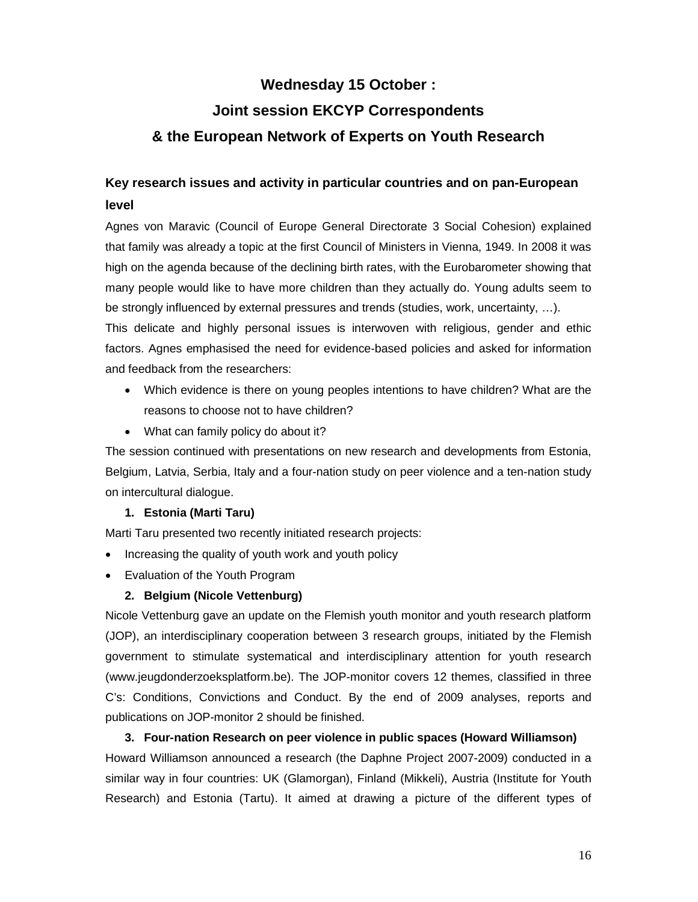# Wednesday 15 October :

# Joint session EKCYP Correspondents

# & the European Network of Experts on Youth Research

## Key research issues and activity in particular countries and on pan-European level

Agnes von Maravic (Council of Europe General Directorate 3 Social Cohesion) explained that family was already a topic at the first Council of Ministers in Vienna, 1949. In 2008 it was high on the agenda because of the declining birth rates, with the Eurobarometer showing that many people would like to have more children than they actually do. Young adults seem to be strongly influenced by external pressures and trends (studies, work, uncertainty, …).

This delicate and highly personal issues is interwoven with religious, gender and ethic factors. Agnes emphasised the need for evidence-based policies and asked for information and feedback from the researchers:

- Which evidence is there on young peoples intentions to have children? What are the reasons to choose not to have children?
- What can family policy do about it?

The session continued with presentations on new research and developments from Estonia, Belgium, Latvia, Serbia, Italy and a four-nation study on peer violence and a ten-nation study on intercultural dialogue.

### 1. Estonia (Marti Taru)

Marti Taru presented two recently initiated research projects:

- Increasing the quality of youth work and youth policy
- Evaluation of the Youth Program

### 2. Belgium (Nicole Vettenburg)

Nicole Vettenburg gave an update on the Flemish youth monitor and youth research platform (JOP), an interdisciplinary cooperation between 3 research groups, initiated by the Flemish government to stimulate systematical and interdisciplinary attention for youth research (www.jeugdonderzoeksplatform.be). The JOP-monitor covers 12 themes, classified in three C's: Conditions, Convictions and Conduct. By the end of 2009 analyses, reports and publications on JOP-monitor 2 should be finished.

### 3. Four-nation Research on peer violence in public spaces (Howard Williamson)

Howard Williamson announced a research (the Daphne Project 2007-2009) conducted in a similar way in four countries: UK (Glamorgan), Finland (Mikkeli), Austria (Institute for Youth Research) and Estonia (Tartu). It aimed at drawing a picture of the different types of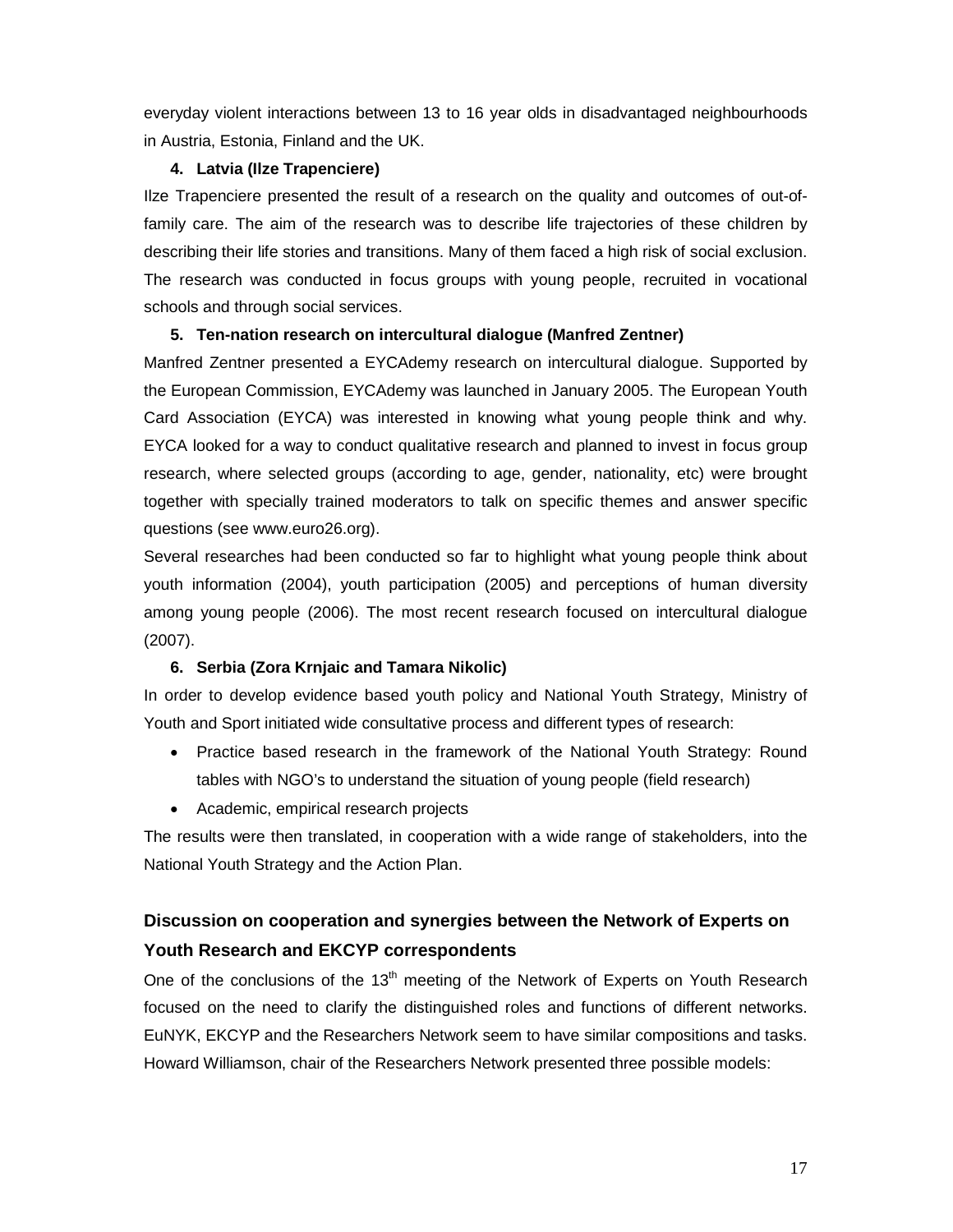everyday violent interactions between 13 to 16 year olds in disadvantaged neighbourhoods in Austria, Estonia, Finland and the UK.

**4. Latvia (Ilze Trapenciere)**

Ilze Trapenciere presented the result of a research on the quality and outcomes of out-of-family care. The aim of the research was to describe life trajectories of these children by describing their life stories and transitions. Many of them faced a high risk of social exclusion. The research was conducted in focus groups with young people, recruited in vocational schools and through social services.

**5. Ten-nation research on intercultural dialogue (Manfred Zentner)**

Manfred Zentner presented a EYCAdemy research on intercultural dialogue. Supported by the European Commission, EYCAdemy was launched in January 2005. The European Youth Card Association (EYCA) was interested in knowing what young people think and why. EYCA looked for a way to conduct qualitative research and planned to invest in focus group research, where selected groups (according to age, gender, nationality, etc) were brought together with specially trained moderators to talk on specific themes and answer specific questions (see www.euro26.org).

Several researches had been conducted so far to highlight what young people think about youth information (2004), youth participation (2005) and perceptions of human diversity among young people (2006). The most recent research focused on intercultural dialogue (2007).

**6. Serbia (Zora Krnjaic and Tamara Nikolic)**

In order to develop evidence based youth policy and National Youth Strategy, Ministry of Youth and Sport initiated wide consultative process and different types of research:

- Practice based research in the framework of the National Youth Strategy: Round tables with NGO's to understand the situation of young people (field research)
- Academic, empirical research projects

The results were then translated, in cooperation with a wide range of stakeholders, into the National Youth Strategy and the Action Plan.

## Discussion on cooperation and synergies between the Network of Experts on Youth Research and EKCYP correspondents

One of the conclusions of the 13th meeting of the Network of Experts on Youth Research focused on the need to clarify the distinguished roles and functions of different networks. EuNYK, EKCYP and the Researchers Network seem to have similar compositions and tasks. Howard Williamson, chair of the Researchers Network presented three possible models: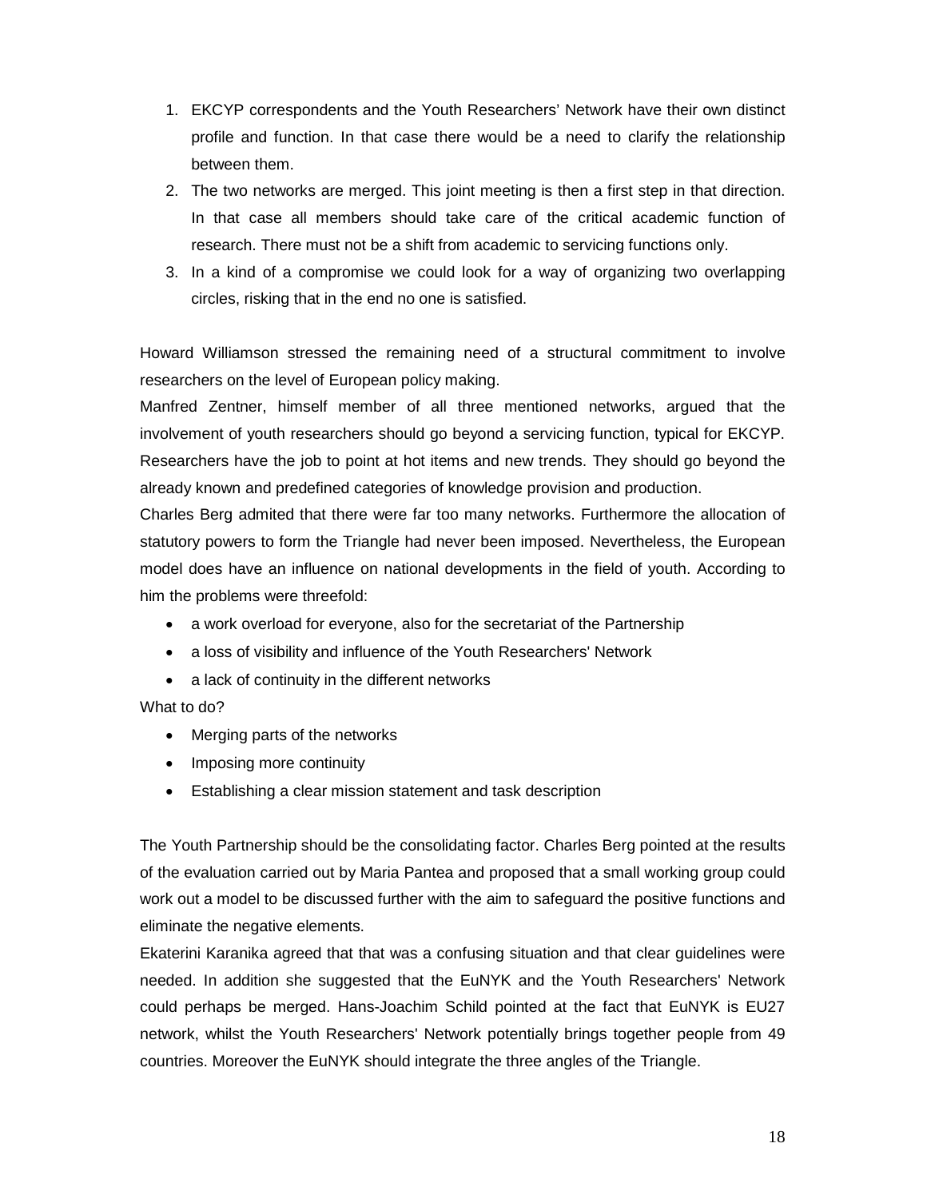1. EKCYP correspondents and the Youth Researchers' Network have their own distinct profile and function. In that case there would be a need to clarify the relationship between them.
2. The two networks are merged. This joint meeting is then a first step in that direction. In that case all members should take care of the critical academic function of research. There must not be a shift from academic to servicing functions only.
3. In a kind of a compromise we could look for a way of organizing two overlapping circles, risking that in the end no one is satisfied.

Howard Williamson stressed the remaining need of a structural commitment to involve researchers on the level of European policy making.

Manfred Zentner, himself member of all three mentioned networks, argued that the involvement of youth researchers should go beyond a servicing function, typical for EKCYP. Researchers have the job to point at hot items and new trends. They should go beyond the already known and predefined categories of knowledge provision and production.

Charles Berg admited that there were far too many networks. Furthermore the allocation of statutory powers to form the Triangle had never been imposed. Nevertheless, the European model does have an influence on national developments in the field of youth. According to him the problems were threefold:

- a work overload for everyone, also for the secretariat of the Partnership
- a loss of visibility and influence of the Youth Researchers' Network
- a lack of continuity in the different networks

What to do?

- Merging parts of the networks
- Imposing more continuity
- Establishing a clear mission statement and task description

The Youth Partnership should be the consolidating factor. Charles Berg pointed at the results of the evaluation carried out by Maria Pantea and proposed that a small working group could work out a model to be discussed further with the aim to safeguard the positive functions and eliminate the negative elements.

Ekaterini Karanika agreed that that was a confusing situation and that clear guidelines were needed. In addition she suggested that the EuNYK and the Youth Researchers' Network could perhaps be merged. Hans-Joachim Schild pointed at the fact that EuNYK is EU27 network, whilst the Youth Researchers' Network potentially brings together people from 49 countries. Moreover the EuNYK should integrate the three angles of the Triangle.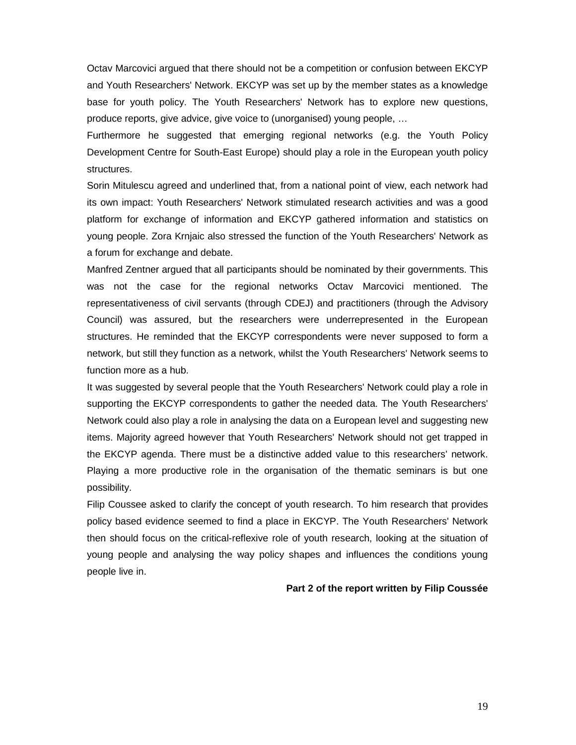Octav Marcovici argued that there should not be a competition or confusion between EKCYP and Youth Researchers' Network. EKCYP was set up by the member states as a knowledge base for youth policy. The Youth Researchers' Network has to explore new questions, produce reports, give advice, give voice to (unorganised) young people, …

Furthermore he suggested that emerging regional networks (e.g. the Youth Policy Development Centre for South-East Europe) should play a role in the European youth policy structures.

Sorin Mitulescu agreed and underlined that, from a national point of view, each network had its own impact: Youth Researchers' Network stimulated research activities and was a good platform for exchange of information and EKCYP gathered information and statistics on young people. Zora Krnjaic also stressed the function of the Youth Researchers' Network as a forum for exchange and debate.

Manfred Zentner argued that all participants should be nominated by their governments. This was not the case for the regional networks Octav Marcovici mentioned. The representativeness of civil servants (through CDEJ) and practitioners (through the Advisory Council) was assured, but the researchers were underrepresented in the European structures. He reminded that the EKCYP correspondents were never supposed to form a network, but still they function as a network, whilst the Youth Researchers' Network seems to function more as a hub.

It was suggested by several people that the Youth Researchers' Network could play a role in supporting the EKCYP correspondents to gather the needed data. The Youth Researchers' Network could also play a role in analysing the data on a European level and suggesting new items. Majority agreed however that Youth Researchers' Network should not get trapped in the EKCYP agenda. There must be a distinctive added value to this researchers' network. Playing a more productive role in the organisation of the thematic seminars is but one possibility.

Filip Coussee asked to clarify the concept of youth research. To him research that provides policy based evidence seemed to find a place in EKCYP. The Youth Researchers' Network then should focus on the critical-reflexive role of youth research, looking at the situation of young people and analysing the way policy shapes and influences the conditions young people live in.

**Part 2 of the report written by Filip Coussée**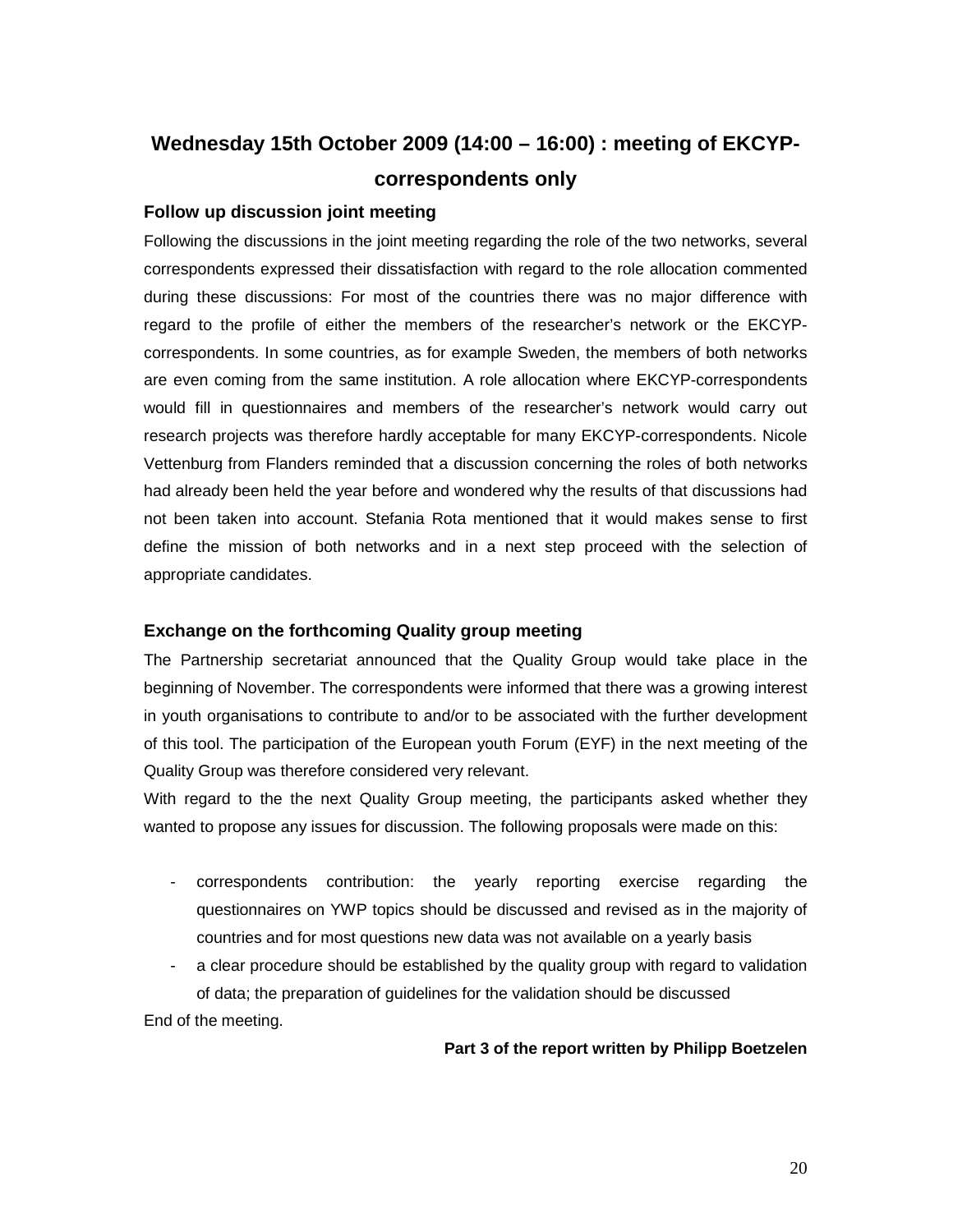# Wednesday 15th October 2009 (14:00 – 16:00) : meeting of EKCYP-correspondents only

### Follow up discussion joint meeting

Following the discussions in the joint meeting regarding the role of the two networks, several correspondents expressed their dissatisfaction with regard to the role allocation commented during these discussions: For most of the countries there was no major difference with regard to the profile of either the members of the researcher's network or the EKCYP-correspondents. In some countries, as for example Sweden, the members of both networks are even coming from the same institution. A role allocation where EKCYP-correspondents would fill in questionnaires and members of the researcher's network would carry out research projects was therefore hardly acceptable for many EKCYP-correspondents. Nicole Vettenburg from Flanders reminded that a discussion concerning the roles of both networks had already been held the year before and wondered why the results of that discussions had not been taken into account. Stefania Rota mentioned that it would makes sense to first define the mission of both networks and in a next step proceed with the selection of appropriate candidates.

### Exchange on the forthcoming Quality group meeting

The Partnership secretariat announced that the Quality Group would take place in the beginning of November. The correspondents were informed that there was a growing interest in youth organisations to contribute to and/or to be associated with the further development of this tool. The participation of the European youth Forum (EYF) in the next meeting of the Quality Group was therefore considered very relevant.

With regard to the the next Quality Group meeting, the participants asked whether they wanted to propose any issues for discussion. The following proposals were made on this:

- correspondents contribution: the yearly reporting exercise regarding the questionnaires on YWP topics should be discussed and revised as in the majority of countries and for most questions new data was not available on a yearly basis
- a clear procedure should be established by the quality group with regard to validation of data; the preparation of guidelines for the validation should be discussed

End of the meeting.

**Part 3 of the report written by Philipp Boetzelen**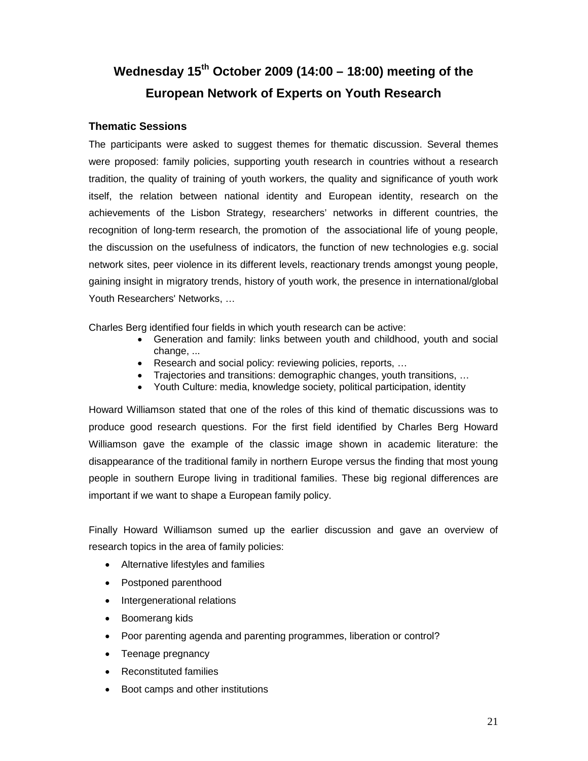# Wednesday 15th October 2009 (14:00 – 18:00) meeting of the European Network of Experts on Youth Research

## Thematic Sessions

The participants were asked to suggest themes for thematic discussion. Several themes were proposed: family policies, supporting youth research in countries without a research tradition, the quality of training of youth workers, the quality and significance of youth work itself, the relation between national identity and European identity, research on the achievements of the Lisbon Strategy, researchers' networks in different countries, the recognition of long-term research, the promotion of the associational life of young people, the discussion on the usefulness of indicators, the function of new technologies e.g. social network sites, peer violence in its different levels, reactionary trends amongst young people, gaining insight in migratory trends, history of youth work, the presence in international/global Youth Researchers' Networks, …

Charles Berg identified four fields in which youth research can be active:

- Generation and family: links between youth and childhood, youth and social change, ...
- Research and social policy: reviewing policies, reports, …
- Trajectories and transitions: demographic changes, youth transitions, …
- Youth Culture: media, knowledge society, political participation, identity

Howard Williamson stated that one of the roles of this kind of thematic discussions was to produce good research questions. For the first field identified by Charles Berg Howard Williamson gave the example of the classic image shown in academic literature: the disappearance of the traditional family in northern Europe versus the finding that most young people in southern Europe living in traditional families. These big regional differences are important if we want to shape a European family policy.

Finally Howard Williamson sumed up the earlier discussion and gave an overview of research topics in the area of family policies:

- Alternative lifestyles and families
- Postponed parenthood
- Intergenerational relations
- Boomerang kids
- Poor parenting agenda and parenting programmes, liberation or control?
- Teenage pregnancy
- Reconstituted families
- Boot camps and other institutions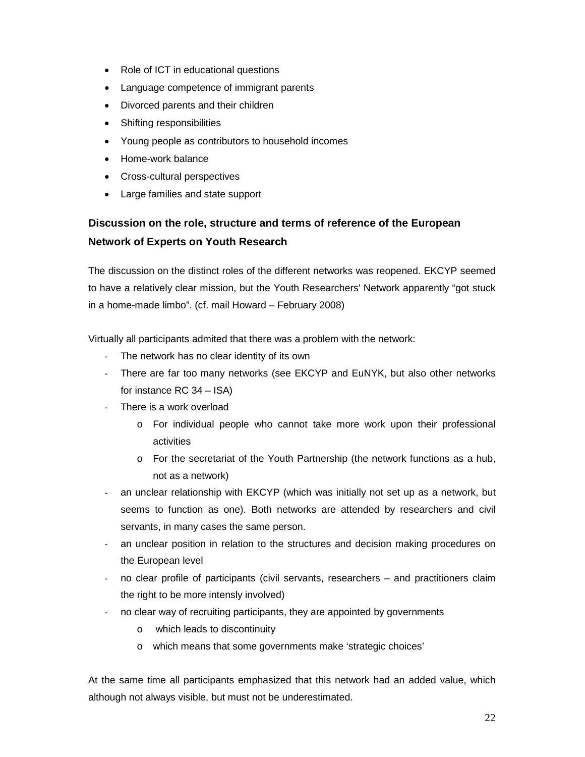- Role of ICT in educational questions
- Language competence of immigrant parents
- Divorced parents and their children
- Shifting responsibilities
- Young people as contributors to household incomes
- Home-work balance
- Cross-cultural perspectives
- Large families and state support

## Discussion on the role, structure and terms of reference of the European Network of Experts on Youth Research

The discussion on the distinct roles of the different networks was reopened. EKCYP seemed to have a relatively clear mission, but the Youth Researchers' Network apparently "got stuck in a home-made limbo". (cf. mail Howard – February 2008)

Virtually all participants admited that there was a problem with the network:

- The network has no clear identity of its own
- There are far too many networks (see EKCYP and EuNYK, but also other networks for instance RC 34 – ISA)
- There is a work overload
    - For individual people who cannot take more work upon their professional activities
    - For the secretariat of the Youth Partnership (the network functions as a hub, not as a network)
- an unclear relationship with EKCYP (which was initially not set up as a network, but seems to function as one). Both networks are attended by researchers and civil servants, in many cases the same person.
- an unclear position in relation to the structures and decision making procedures on the European level
- no clear profile of participants (civil servants, researchers – and practitioners claim the right to be more intensly involved)
- no clear way of recruiting participants, they are appointed by governments
    - which leads to discontinuity
    - which means that some governments make 'strategic choices'

At the same time all participants emphasized that this network had an added value, which although not always visible, but must not be underestimated.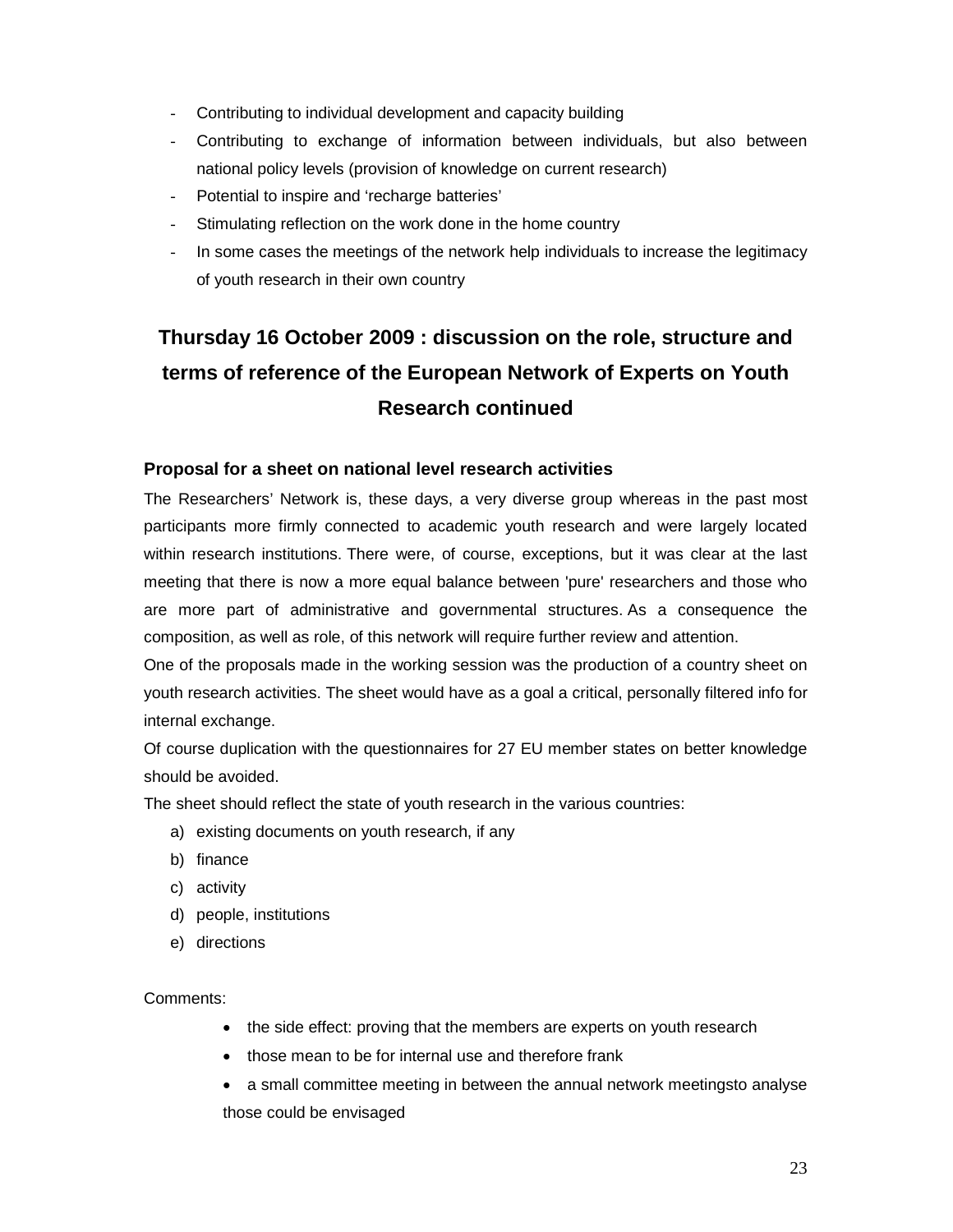- Contributing to individual development and capacity building
- Contributing to exchange of information between individuals, but also between national policy levels (provision of knowledge on current research)
- Potential to inspire and 'recharge batteries'
- Stimulating reflection on the work done in the home country
- In some cases the meetings of the network help individuals to increase the legitimacy of youth research in their own country

## Thursday 16 October 2009 : discussion on the role, structure and terms of reference of the European Network of Experts on Youth Research continued

### Proposal for a sheet on national level research activities

The Researchers' Network is, these days, a very diverse group whereas in the past most participants more firmly connected to academic youth research and were largely located within research institutions. There were, of course, exceptions, but it was clear at the last meeting that there is now a more equal balance between 'pure' researchers and those who are more part of administrative and governmental structures. As a consequence the composition, as well as role, of this network will require further review and attention.

One of the proposals made in the working session was the production of a country sheet on youth research activities. The sheet would have as a goal a critical, personally filtered info for internal exchange.

Of course duplication with the questionnaires for 27 EU member states on better knowledge should be avoided.

The sheet should reflect the state of youth research in the various countries:

a) existing documents on youth research, if any
b) finance
c) activity
d) people, institutions
e) directions

Comments:

- the side effect: proving that the members are experts on youth research
- those mean to be for internal use and therefore frank
- a small committee meeting in between the annual network meetingsto analyse those could be envisaged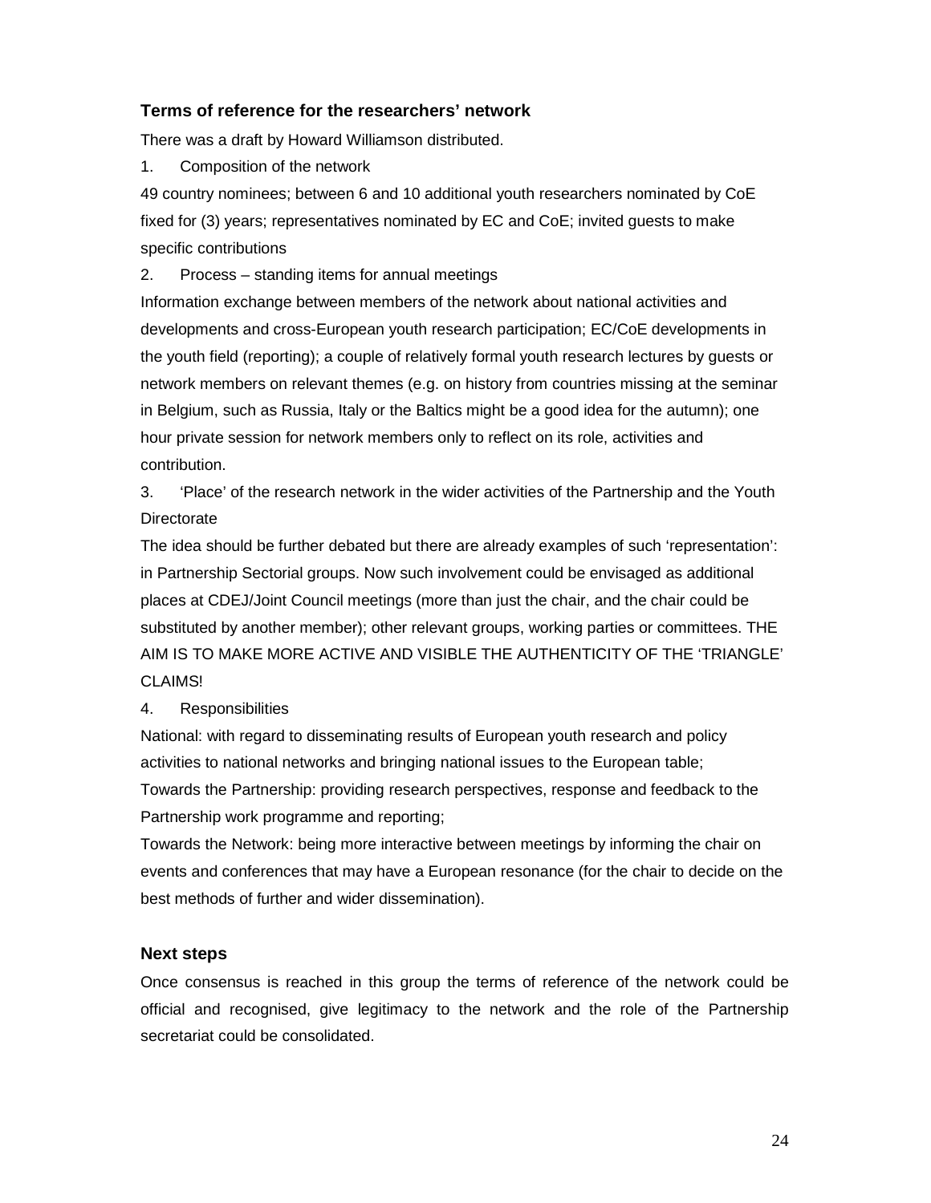### Terms of reference for the researchers' network

There was a draft by Howard Williamson distributed.

1. Composition of the network

49 country nominees; between 6 and 10 additional youth researchers nominated by CoE fixed for (3) years; representatives nominated by EC and CoE; invited guests to make specific contributions

2. Process – standing items for annual meetings

Information exchange between members of the network about national activities and developments and cross-European youth research participation; EC/CoE developments in the youth field (reporting); a couple of relatively formal youth research lectures by guests or network members on relevant themes (e.g. on history from countries missing at the seminar in Belgium, such as Russia, Italy or the Baltics might be a good idea for the autumn); one hour private session for network members only to reflect on its role, activities and contribution.

3. 'Place' of the research network in the wider activities of the Partnership and the Youth Directorate

The idea should be further debated but there are already examples of such 'representation': in Partnership Sectorial groups. Now such involvement could be envisaged as additional places at CDEJ/Joint Council meetings (more than just the chair, and the chair could be substituted by another member); other relevant groups, working parties or committees. THE AIM IS TO MAKE MORE ACTIVE AND VISIBLE THE AUTHENTICITY OF THE 'TRIANGLE' CLAIMS!

4. Responsibilities

National: with regard to disseminating results of European youth research and policy activities to national networks and bringing national issues to the European table;

Towards the Partnership: providing research perspectives, response and feedback to the Partnership work programme and reporting;

Towards the Network: being more interactive between meetings by informing the chair on events and conferences that may have a European resonance (for the chair to decide on the best methods of further and wider dissemination).

### Next steps

Once consensus is reached in this group the terms of reference of the network could be official and recognised, give legitimacy to the network and the role of the Partnership secretariat could be consolidated.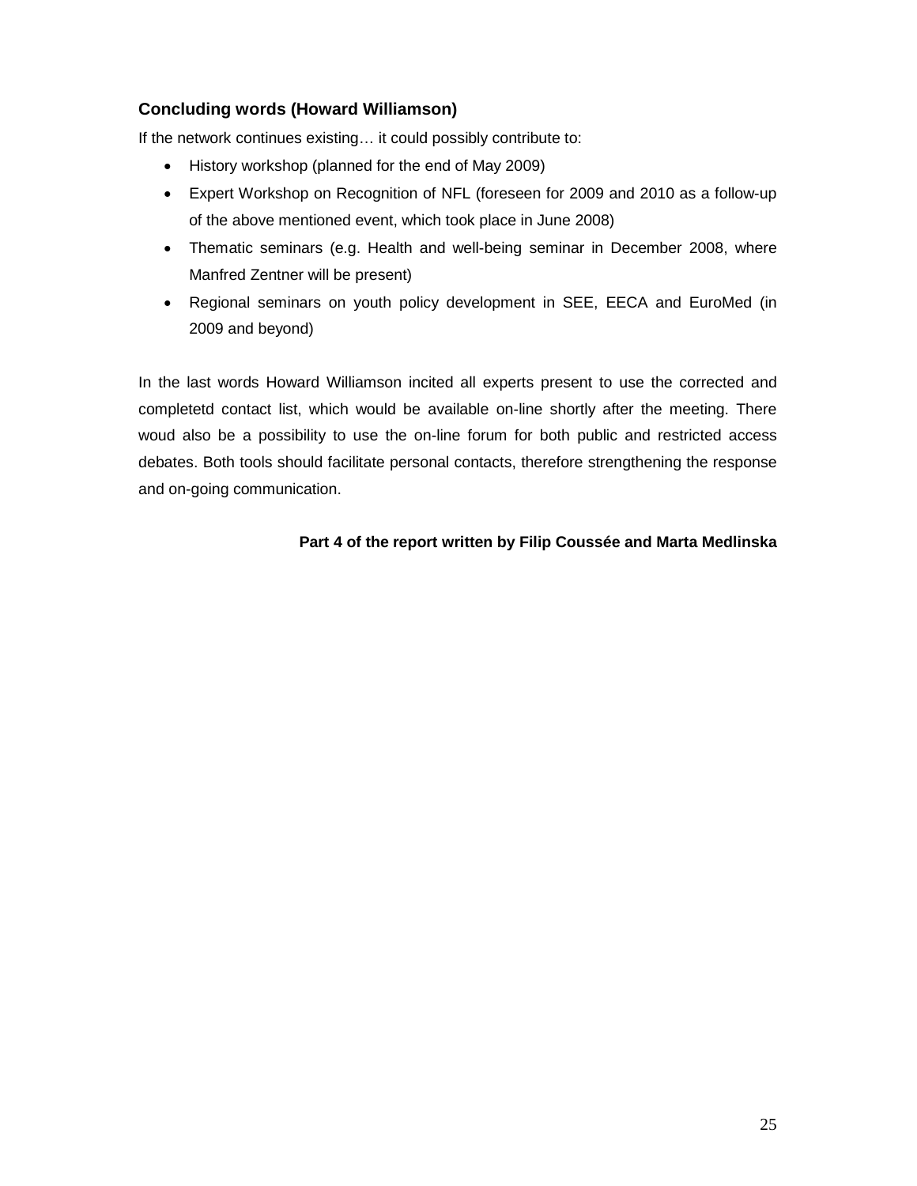### Concluding words (Howard Williamson)

If the network continues existing… it could possibly contribute to:

- History workshop (planned for the end of May 2009)
- Expert Workshop on Recognition of NFL (foreseen for 2009 and 2010 as a follow-up of the above mentioned event, which took place in June 2008)
- Thematic seminars (e.g. Health and well-being seminar in December 2008, where Manfred Zentner will be present)
- Regional seminars on youth policy development in SEE, EECA and EuroMed (in 2009 and beyond)

In the last words Howard Williamson incited all experts present to use the corrected and completetd contact list, which would be available on-line shortly after the meeting. There woud also be a possibility to use the on-line forum for both public and restricted access debates. Both tools should facilitate personal contacts, therefore strengthening the response and on-going communication.

**Part 4 of the report written by Filip Coussée and Marta Medlinska**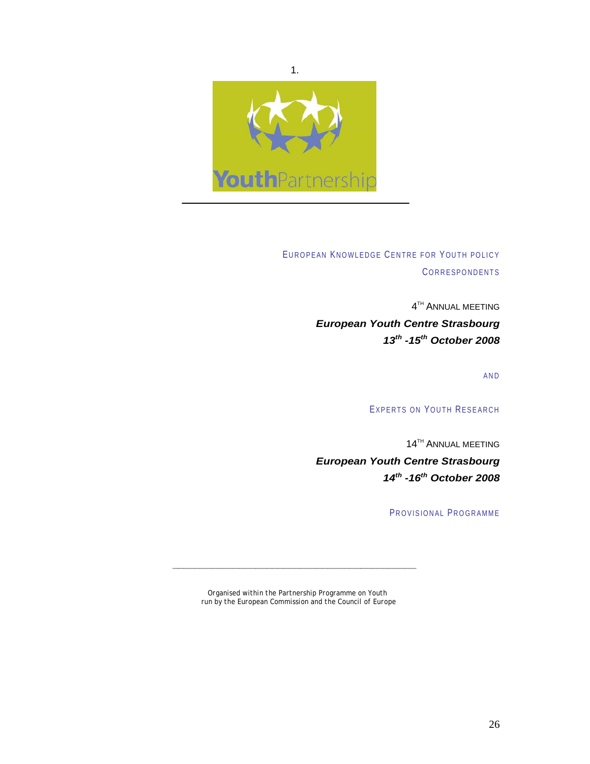1.

EUROPEAN KNOWLEDGE CENTRE FOR YOUTH POLICY

CORRESPONDENTS

4TH ANNUAL MEETING

***European Youth Centre Strasbourg***

***13th -15th October 2008***

AND

EXPERTS ON YOUTH RESEARCH

14TH ANNUAL MEETING

***European Youth Centre Strasbourg***

***14th -16th October 2008***

PROVISIONAL PROGRAMME

---

Organised within the Partnership Programme on Youth
run by the European Commission and the Council of Europe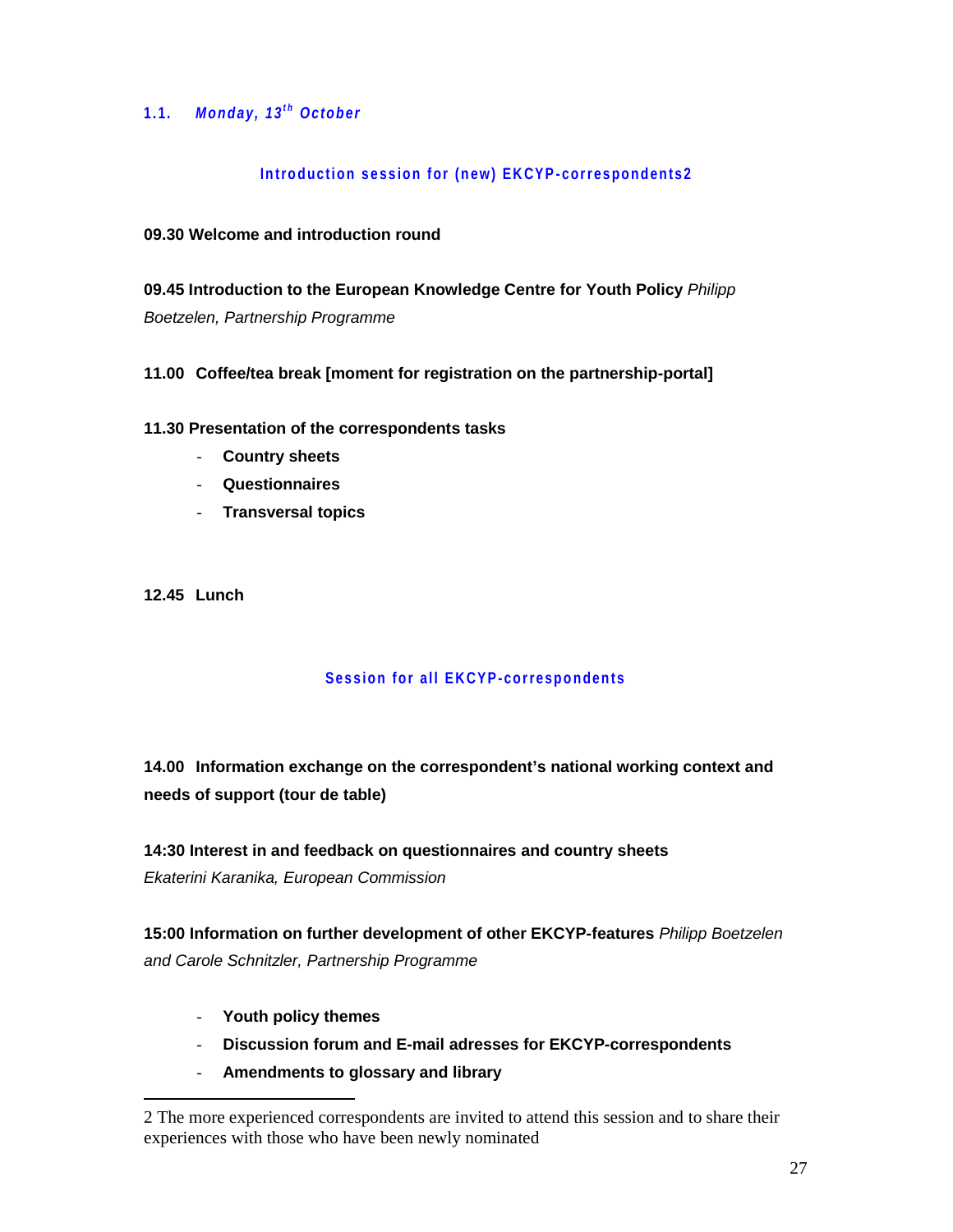### 1.1. *Monday, 13th October*

**Introduction session for (new) EKCYP-correspondents**[2]

**09.30 Welcome and introduction round**

**09.45 Introduction to the European Knowledge Centre for Youth Policy** *Philipp Boetzelen, Partnership Programme*

**11.00 Coffee/tea break [moment for registration on the partnership-portal]**

**11.30 Presentation of the correspondents tasks**

- **Country sheets**
- **Questionnaires**
- **Transversal topics**

**12.45 Lunch**

**Session for all EKCYP-correspondents**

**14.00 Information exchange on the correspondent's national working context and needs of support (tour de table)**

**14:30 Interest in and feedback on questionnaires and country sheets**
*Ekaterini Karanika, European Commission*

**15:00 Information on further development of other EKCYP-features** *Philipp Boetzelen and Carole Schnitzler, Partnership Programme*

- **Youth policy themes**
- **Discussion forum and E-mail adresses for EKCYP-correspondents**
- **Amendments to glossary and library**

---

2 The more experienced correspondents are invited to attend this session and to share their experiences with those who have been newly nominated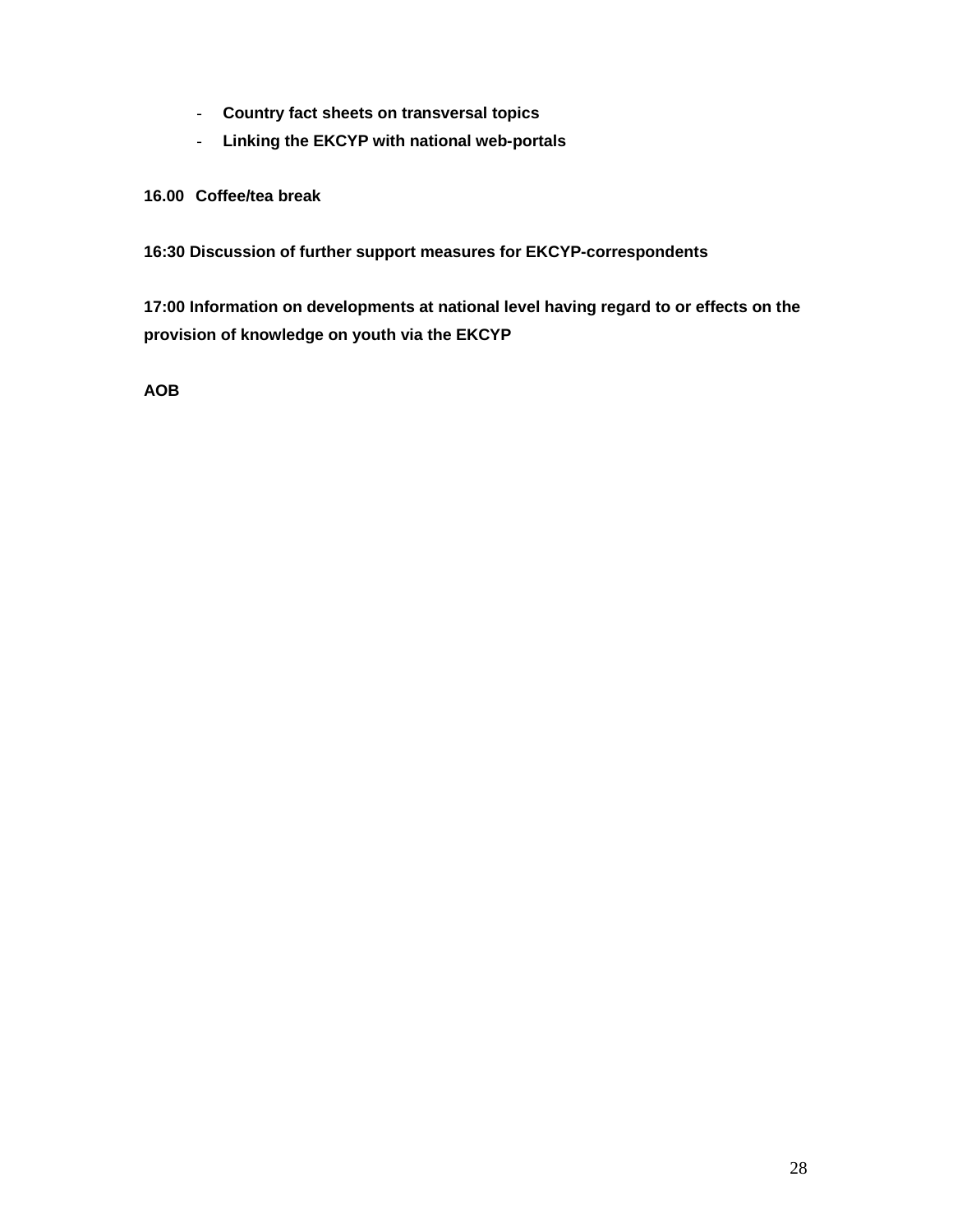- **Country fact sheets on transversal topics**
- **Linking the EKCYP with national web-portals**

**16.00 Coffee/tea break**

**16:30 Discussion of further support measures for EKCYP-correspondents**

**17:00 Information on developments at national level having regard to or effects on the provision of knowledge on youth via the EKCYP**

**AOB**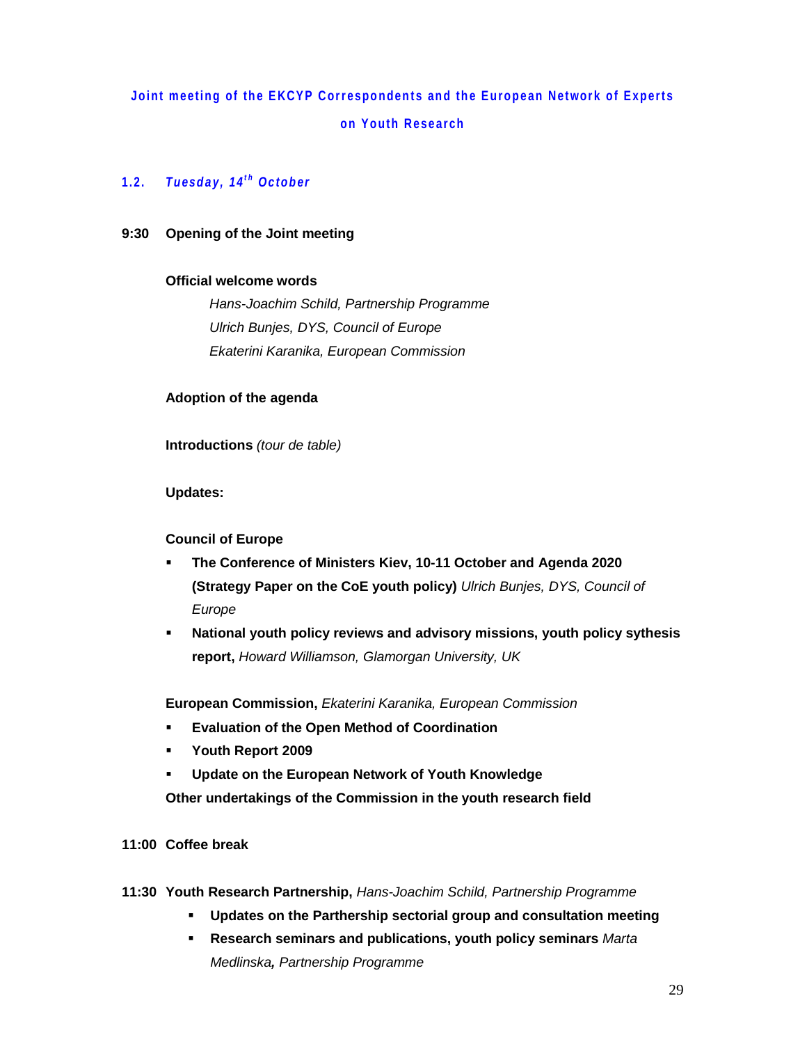**Joint meeting of the EKCYP Correspondents and the European Network of Experts on Youth Research**

### 1.2. *Tuesday, 14th October*

**9:30 Opening of the Joint meeting**

**Official welcome words**

*Hans-Joachim Schild, Partnership Programme*
*Ulrich Bunjes, DYS, Council of Europe*
*Ekaterini Karanika, European Commission*

**Adoption of the agenda**

**Introductions** *(tour de table)*

**Updates:**

**Council of Europe**

- **The Conference of Ministers Kiev, 10-11 October and Agenda 2020 (Strategy Paper on the CoE youth policy)** *Ulrich Bunjes, DYS, Council of Europe*
- **National youth policy reviews and advisory missions, youth policy sythesis report,** *Howard Williamson, Glamorgan University, UK*

**European Commission,** *Ekaterini Karanika, European Commission*

- **Evaluation of the Open Method of Coordination**
- **Youth Report 2009**
- **Update on the European Network of Youth Knowledge**

**Other undertakings of the Commission in the youth research field**

**11:00 Coffee break**

**11:30 Youth Research Partnership,** *Hans-Joachim Schild, Partnership Programme*

- **Updates on the Parthership sectorial group and consultation meeting**
- **Research seminars and publications, youth policy seminars** *Marta Medlinska**,** Partnership Programme*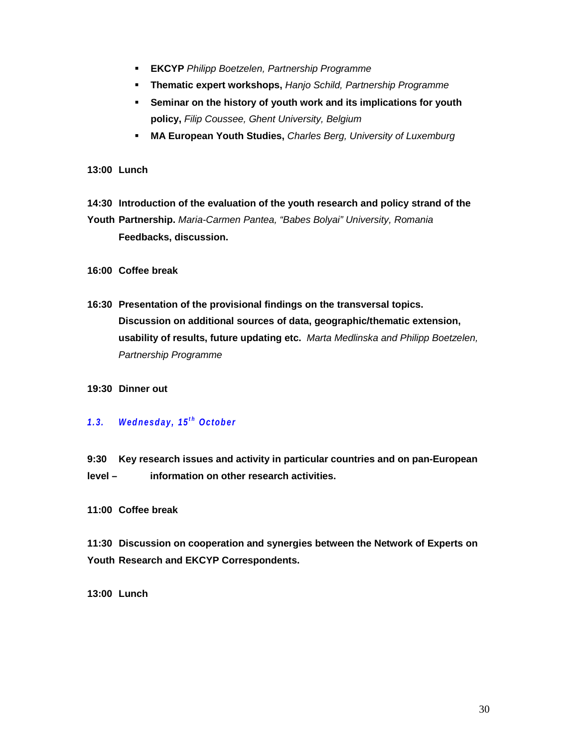- **EKCYP** *Philipp Boetzelen, Partnership Programme*
- **Thematic expert workshops,** *Hanjo Schild, Partnership Programme*
- **Seminar on the history of youth work and its implications for youth policy,** *Filip Coussee, Ghent University, Belgium*
- **MA European Youth Studies,** *Charles Berg, University of Luxemburg*

**13:00 Lunch**

**14:30 Introduction of the evaluation of the youth research and policy strand of the Youth Partnership.** *Maria-Carmen Pantea, "Babes Bolyai" University, Romania*
**Feedbacks, discussion.**

**16:00 Coffee break**

**16:30 Presentation of the provisional findings on the transversal topics. Discussion on additional sources of data, geographic/thematic extension, usability of results, future updating etc.** *Marta Medlinska and Philipp Boetzelen, Partnership Programme*

**19:30 Dinner out**

### *1.3. Wednesday, 15th October*

**9:30 Key research issues and activity in particular countries and on pan-European level – information on other research activities.**

**11:00 Coffee break**

**11:30 Discussion on cooperation and synergies between the Network of Experts on Youth Research and EKCYP Correspondents.**

**13:00 Lunch**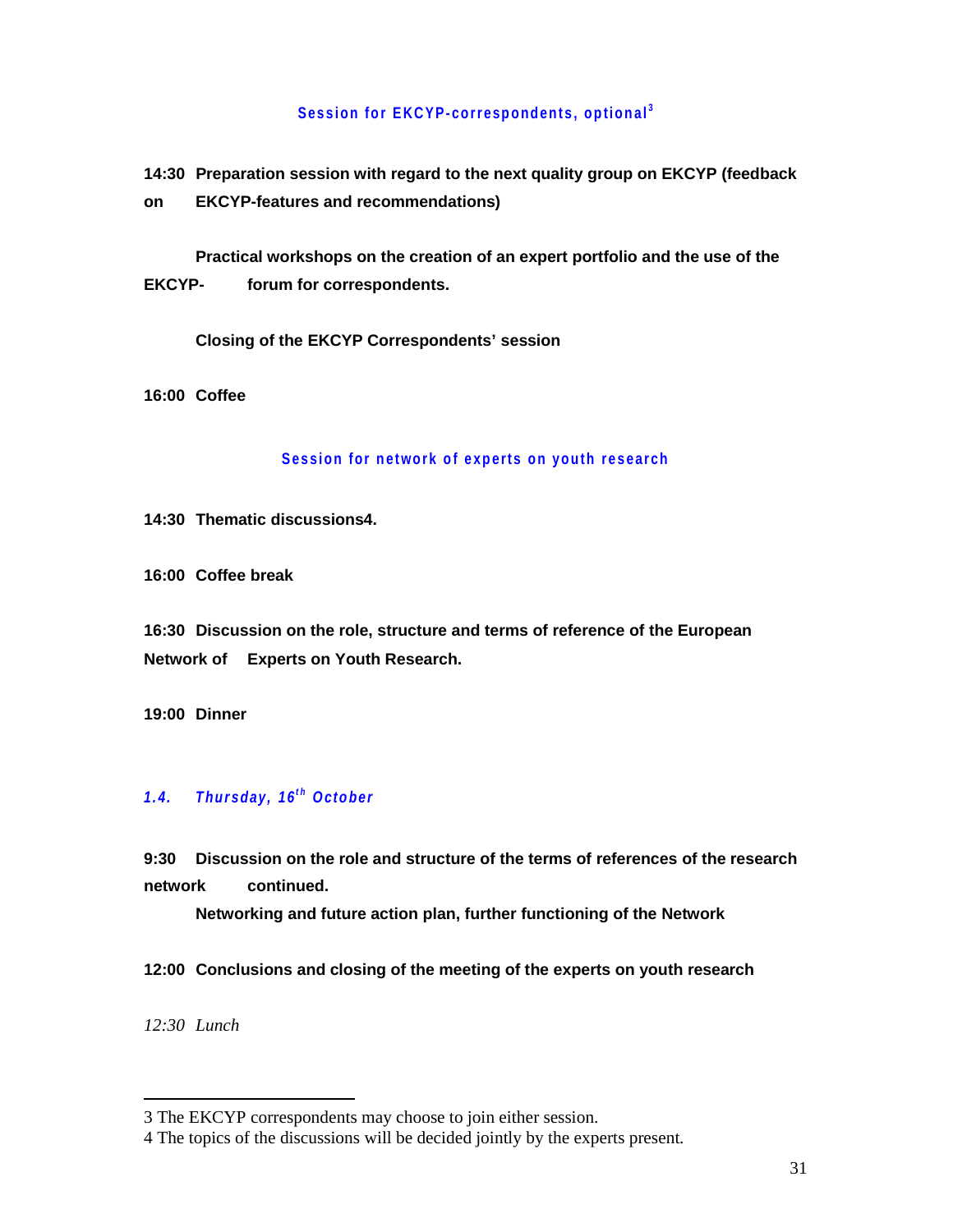### Session for EKCYP-correspondents, optional[3]

**14:30 Preparation session with regard to the next quality group on EKCYP (feedback on EKCYP-features and recommendations)**

**Practical workshops on the creation of an expert portfolio and the use of the EKCYP- forum for correspondents.**

**Closing of the EKCYP Correspondents' session**

**16:00 Coffee**

### Session for network of experts on youth research

**14:30 Thematic discussions4.**

**16:00 Coffee break**

**16:30 Discussion on the role, structure and terms of reference of the European Network of Experts on Youth Research.**

**19:00 Dinner**

## *1.4. Thursday, 16th October*

**9:30 Discussion on the role and structure of the terms of references of the research network continued.**

**Networking and future action plan, further functioning of the Network**

**12:00 Conclusions and closing of the meeting of the experts on youth research**

*12:30 Lunch*

---

3 The EKCYP correspondents may choose to join either session.

4 The topics of the discussions will be decided jointly by the experts present.